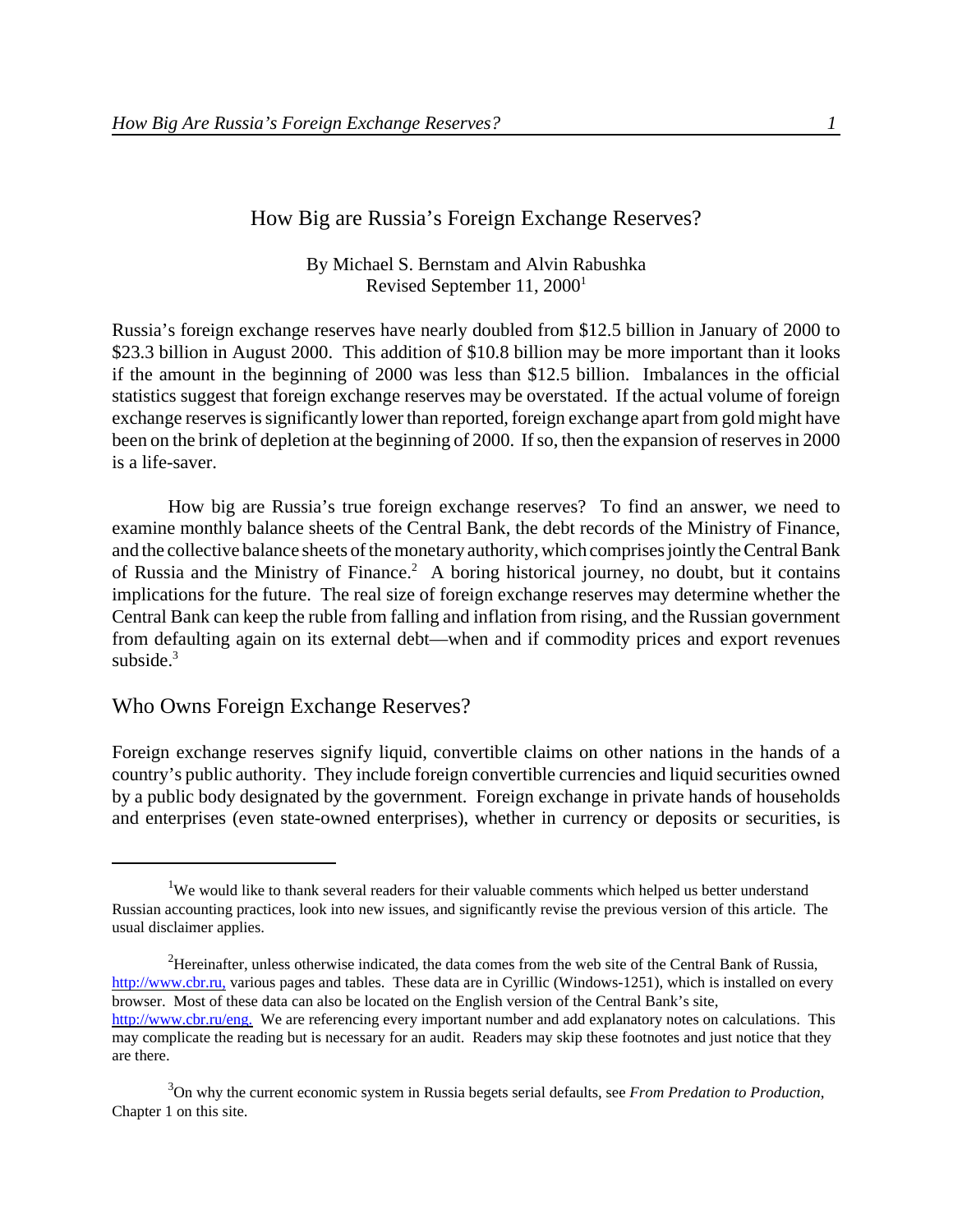# How Big are Russia's Foreign Exchange Reserves?

By Michael S. Bernstam and Alvin Rabushka
Revised September 11, 2000[1]

Russia's foreign exchange reserves have nearly doubled from $12.5 billion in January of 2000 to $23.3 billion in August 2000. This addition of $10.8 billion may be more important than it looks if the amount in the beginning of 2000 was less than $12.5 billion. Imbalances in the official statistics suggest that foreign exchange reserves may be overstated. If the actual volume of foreign exchange reserves is significantly lower than reported, foreign exchange apart from gold might have been on the brink of depletion at the beginning of 2000. If so, then the expansion of reserves in 2000 is a life-saver.

How big are Russia's true foreign exchange reserves? To find an answer, we need to examine monthly balance sheets of the Central Bank, the debt records of the Ministry of Finance, and the collective balance sheets of the monetary authority, which comprises jointly the Central Bank of Russia and the Ministry of Finance.[2] A boring historical journey, no doubt, but it contains implications for the future. The real size of foreign exchange reserves may determine whether the Central Bank can keep the ruble from falling and inflation from rising, and the Russian government from defaulting again on its external debt—when and if commodity prices and export revenues subside.[3]

## Who Owns Foreign Exchange Reserves?

Foreign exchange reserves signify liquid, convertible claims on other nations in the hands of a country's public authority. They include foreign convertible currencies and liquid securities owned by a public body designated by the government. Foreign exchange in private hands of households and enterprises (even state-owned enterprises), whether in currency or deposits or securities, is

---

[1] We would like to thank several readers for their valuable comments which helped us better understand Russian accounting practices, look into new issues, and significantly revise the previous version of this article. The usual disclaimer applies.

[2] Hereinafter, unless otherwise indicated, the data comes from the web site of the Central Bank of Russia, http://www.cbr.ru, various pages and tables. These data are in Cyrillic (Windows-1251), which is installed on every browser. Most of these data can also be located on the English version of the Central Bank's site, http://www.cbr.ru/eng. We are referencing every important number and add explanatory notes on calculations. This may complicate the reading but is necessary for an audit. Readers may skip these footnotes and just notice that they are there.

[3] On why the current economic system in Russia begets serial defaults, see *From Predation to Production*, Chapter 1 on this site.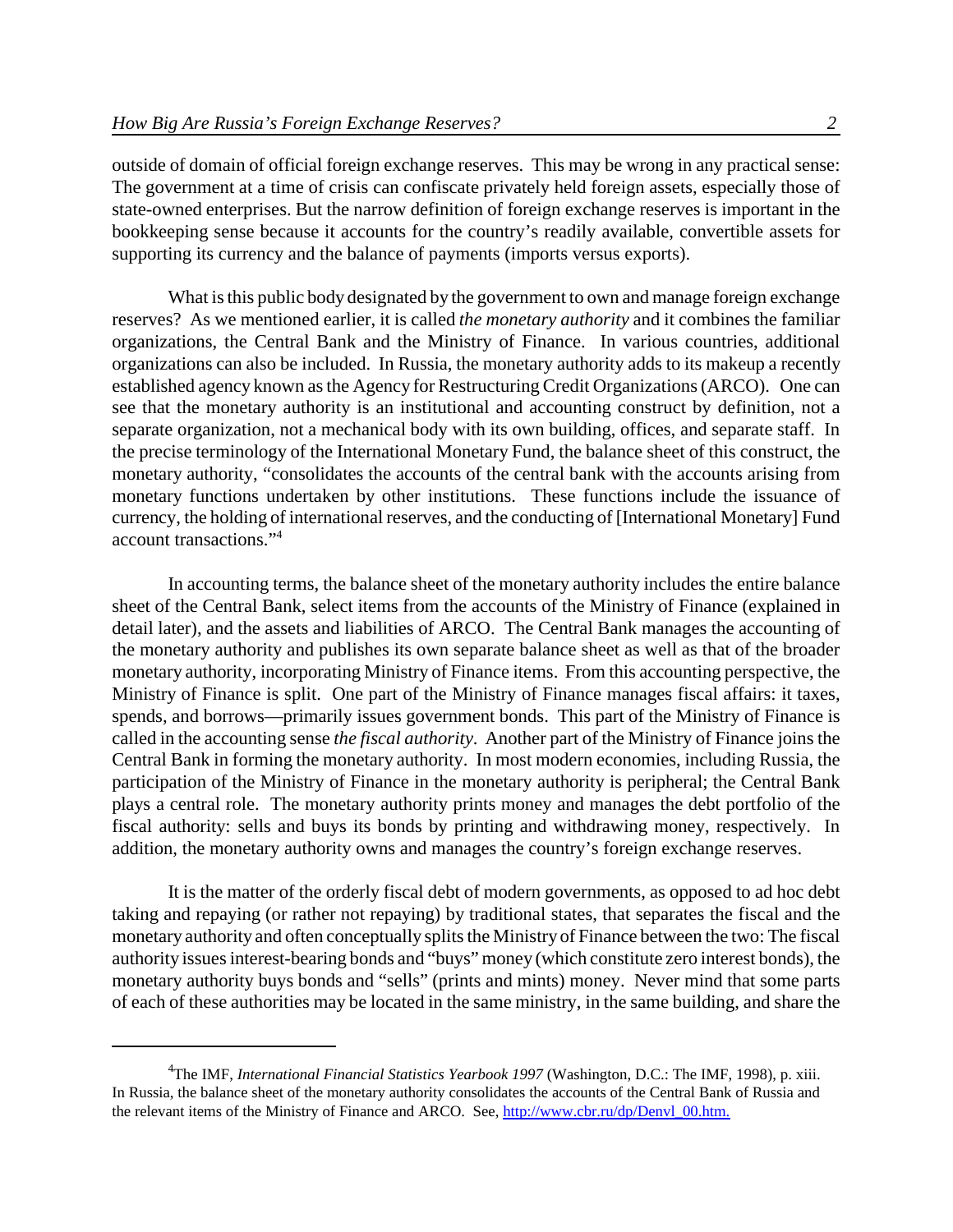outside of domain of official foreign exchange reserves. This may be wrong in any practical sense: The government at a time of crisis can confiscate privately held foreign assets, especially those of state-owned enterprises. But the narrow definition of foreign exchange reserves is important in the bookkeeping sense because it accounts for the country's readily available, convertible assets for supporting its currency and the balance of payments (imports versus exports).

What is this public body designated by the government to own and manage foreign exchange reserves? As we mentioned earlier, it is called *the monetary authority* and it combines the familiar organizations, the Central Bank and the Ministry of Finance. In various countries, additional organizations can also be included. In Russia, the monetary authority adds to its makeup a recently established agency known as the Agency for Restructuring Credit Organizations (ARCO). One can see that the monetary authority is an institutional and accounting construct by definition, not a separate organization, not a mechanical body with its own building, offices, and separate staff. In the precise terminology of the International Monetary Fund, the balance sheet of this construct, the monetary authority, "consolidates the accounts of the central bank with the accounts arising from monetary functions undertaken by other institutions. These functions include the issuance of currency, the holding of international reserves, and the conducting of [International Monetary] Fund account transactions."[4]

In accounting terms, the balance sheet of the monetary authority includes the entire balance sheet of the Central Bank, select items from the accounts of the Ministry of Finance (explained in detail later), and the assets and liabilities of ARCO. The Central Bank manages the accounting of the monetary authority and publishes its own separate balance sheet as well as that of the broader monetary authority, incorporating Ministry of Finance items. From this accounting perspective, the Ministry of Finance is split. One part of the Ministry of Finance manages fiscal affairs: it taxes, spends, and borrows—primarily issues government bonds. This part of the Ministry of Finance is called in the accounting sense *the fiscal authority*. Another part of the Ministry of Finance joins the Central Bank in forming the monetary authority. In most modern economies, including Russia, the participation of the Ministry of Finance in the monetary authority is peripheral; the Central Bank plays a central role. The monetary authority prints money and manages the debt portfolio of the fiscal authority: sells and buys its bonds by printing and withdrawing money, respectively. In addition, the monetary authority owns and manages the country's foreign exchange reserves.

It is the matter of the orderly fiscal debt of modern governments, as opposed to ad hoc debt taking and repaying (or rather not repaying) by traditional states, that separates the fiscal and the monetary authority and often conceptually splits the Ministry of Finance between the two: The fiscal authority issues interest-bearing bonds and "buys" money (which constitute zero interest bonds), the monetary authority buys bonds and "sells" (prints and mints) money. Never mind that some parts of each of these authorities may be located in the same ministry, in the same building, and share the

---

[4] The IMF, *International Financial Statistics Yearbook 1997* (Washington, D.C.: The IMF, 1998), p. xiii. In Russia, the balance sheet of the monetary authority consolidates the accounts of the Central Bank of Russia and the relevant items of the Ministry of Finance and ARCO. See, http://www.cbr.ru/dp/Denvl_00.htm.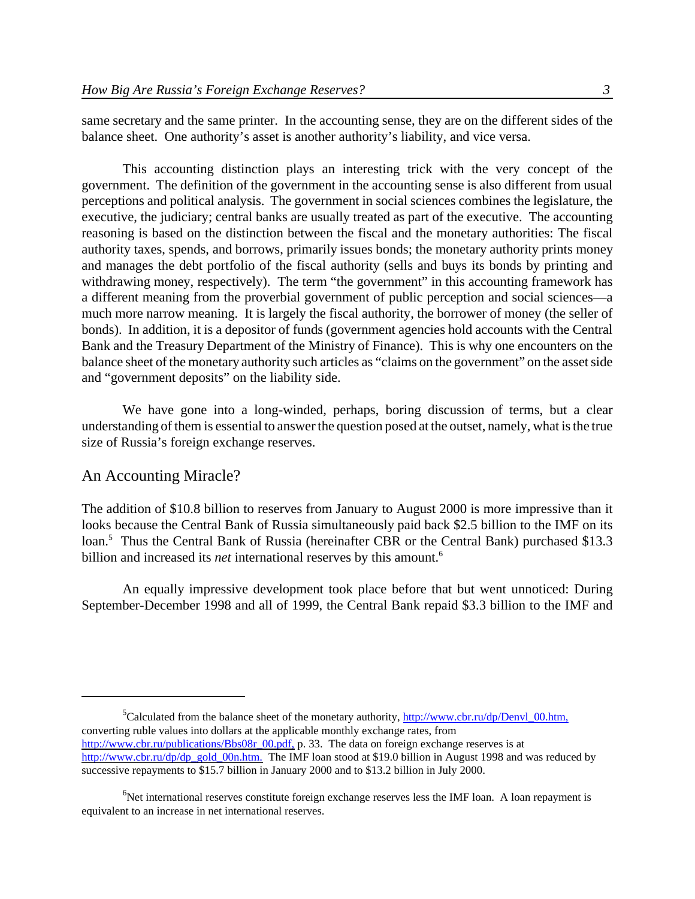same secretary and the same printer. In the accounting sense, they are on the different sides of the balance sheet. One authority's asset is another authority's liability, and vice versa.

This accounting distinction plays an interesting trick with the very concept of the government. The definition of the government in the accounting sense is also different from usual perceptions and political analysis. The government in social sciences combines the legislature, the executive, the judiciary; central banks are usually treated as part of the executive. The accounting reasoning is based on the distinction between the fiscal and the monetary authorities: The fiscal authority taxes, spends, and borrows, primarily issues bonds; the monetary authority prints money and manages the debt portfolio of the fiscal authority (sells and buys its bonds by printing and withdrawing money, respectively). The term "the government" in this accounting framework has a different meaning from the proverbial government of public perception and social sciences—a much more narrow meaning. It is largely the fiscal authority, the borrower of money (the seller of bonds). In addition, it is a depositor of funds (government agencies hold accounts with the Central Bank and the Treasury Department of the Ministry of Finance). This is why one encounters on the balance sheet of the monetary authority such articles as "claims on the government" on the asset side and "government deposits" on the liability side.

We have gone into a long-winded, perhaps, boring discussion of terms, but a clear understanding of them is essential to answer the question posed at the outset, namely, what is the true size of Russia's foreign exchange reserves.

## An Accounting Miracle?

The addition of \$10.8 billion to reserves from January to August 2000 is more impressive than it looks because the Central Bank of Russia simultaneously paid back \$2.5 billion to the IMF on its loan.[5] Thus the Central Bank of Russia (hereinafter CBR or the Central Bank) purchased \$13.3 billion and increased its *net* international reserves by this amount.[6]

An equally impressive development took place before that but went unnoticed: During September-December 1998 and all of 1999, the Central Bank repaid \$3.3 billion to the IMF and

---

[5] Calculated from the balance sheet of the monetary authority, http://www.cbr.ru/dp/Denvl_00.htm, converting ruble values into dollars at the applicable monthly exchange rates, from http://www.cbr.ru/publications/Bbs08r_00.pdf, p. 33. The data on foreign exchange reserves is at http://www.cbr.ru/dp/dp_gold_00n.htm. The IMF loan stood at \$19.0 billion in August 1998 and was reduced by successive repayments to \$15.7 billion in January 2000 and to \$13.2 billion in July 2000.

[6] Net international reserves constitute foreign exchange reserves less the IMF loan. A loan repayment is equivalent to an increase in net international reserves.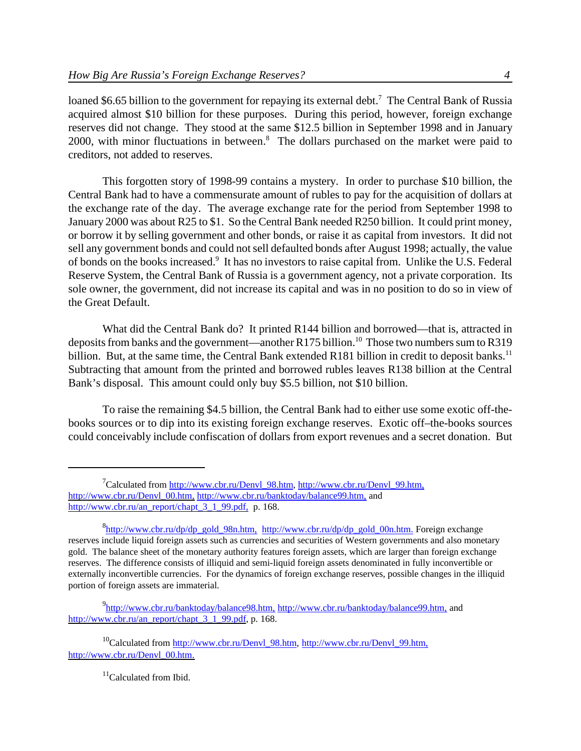loaned $6.65 billion to the government for repaying its external debt.[7] The Central Bank of Russia acquired almost $10 billion for these purposes. During this period, however, foreign exchange reserves did not change. They stood at the same $12.5 billion in September 1998 and in January 2000, with minor fluctuations in between.[8] The dollars purchased on the market were paid to creditors, not added to reserves.

This forgotten story of 1998-99 contains a mystery. In order to purchase $10 billion, the Central Bank had to have a commensurate amount of rubles to pay for the acquisition of dollars at the exchange rate of the day. The average exchange rate for the period from September 1998 to January 2000 was about R25 to $1. So the Central Bank needed R250 billion. It could print money, or borrow it by selling government and other bonds, or raise it as capital from investors. It did not sell any government bonds and could not sell defaulted bonds after August 1998; actually, the value of bonds on the books increased.[9] It has no investors to raise capital from. Unlike the U.S. Federal Reserve System, the Central Bank of Russia is a government agency, not a private corporation. Its sole owner, the government, did not increase its capital and was in no position to do so in view of the Great Default.

What did the Central Bank do? It printed R144 billion and borrowed—that is, attracted in deposits from banks and the government—another R175 billion.[10] Those two numbers sum to R319 billion. But, at the same time, the Central Bank extended R181 billion in credit to deposit banks.[11] Subtracting that amount from the printed and borrowed rubles leaves R138 billion at the Central Bank's disposal. This amount could only buy $5.5 billion, not $10 billion.

To raise the remaining $4.5 billion, the Central Bank had to either use some exotic off-the-books sources or to dip into its existing foreign exchange reserves. Exotic off–the-books sources could conceivably include confiscation of dollars from export revenues and a secret donation. But

---

[7] Calculated from http://www.cbr.ru/Denvl_98.htm, http://www.cbr.ru/Denvl_99.htm, http://www.cbr.ru/Denvl_00.htm, http://www.cbr.ru/banktoday/balance99.htm, and http://www.cbr.ru/an_report/chapt_3_1_99.pdf, p. 168.

[8] http://www.cbr.ru/dp/dp_gold_98n.htm, http://www.cbr.ru/dp/dp_gold_00n.htm. Foreign exchange reserves include liquid foreign assets such as currencies and securities of Western governments and also monetary gold. The balance sheet of the monetary authority features foreign assets, which are larger than foreign exchange reserves. The difference consists of illiquid and semi-liquid foreign assets denominated in fully inconvertible or externally inconvertible currencies. For the dynamics of foreign exchange reserves, possible changes in the illiquid portion of foreign assets are immaterial.

[9] http://www.cbr.ru/banktoday/balance98.htm, http://www.cbr.ru/banktoday/balance99.htm, and http://www.cbr.ru/an_report/chapt_3_1_99.pdf, p. 168.

[10] Calculated from http://www.cbr.ru/Denvl_98.htm, http://www.cbr.ru/Denvl_99.htm, http://www.cbr.ru/Denvl_00.htm.

[11] Calculated from Ibid.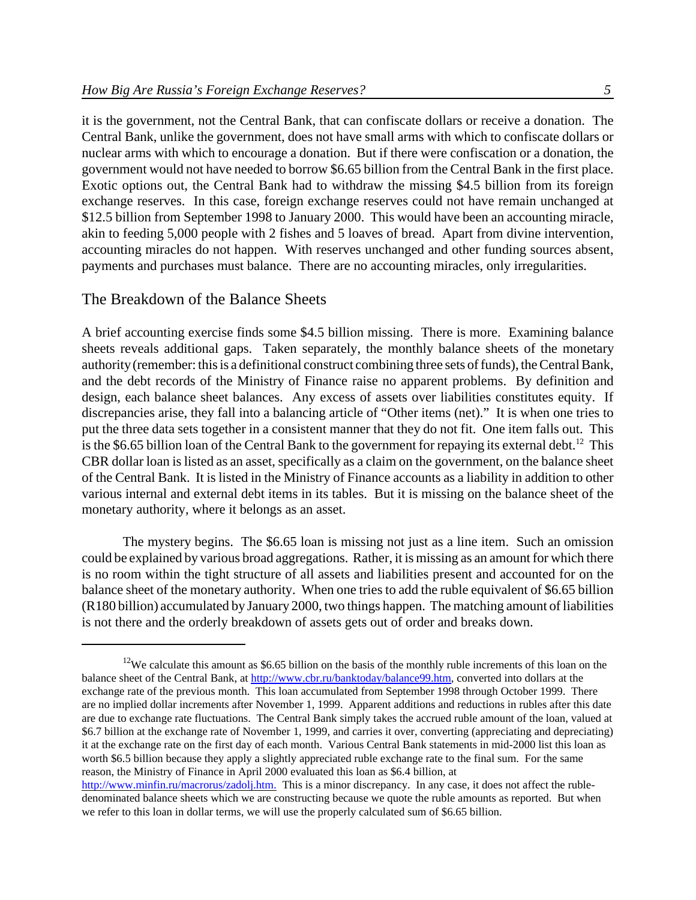it is the government, not the Central Bank, that can confiscate dollars or receive a donation. The Central Bank, unlike the government, does not have small arms with which to confiscate dollars or nuclear arms with which to encourage a donation. But if there were confiscation or a donation, the government would not have needed to borrow $6.65 billion from the Central Bank in the first place. Exotic options out, the Central Bank had to withdraw the missing $4.5 billion from its foreign exchange reserves. In this case, foreign exchange reserves could not have remain unchanged at $12.5 billion from September 1998 to January 2000. This would have been an accounting miracle, akin to feeding 5,000 people with 2 fishes and 5 loaves of bread. Apart from divine intervention, accounting miracles do not happen. With reserves unchanged and other funding sources absent, payments and purchases must balance. There are no accounting miracles, only irregularities.

## The Breakdown of the Balance Sheets

A brief accounting exercise finds some $4.5 billion missing. There is more. Examining balance sheets reveals additional gaps. Taken separately, the monthly balance sheets of the monetary authority (remember: this is a definitional construct combining three sets of funds), the Central Bank, and the debt records of the Ministry of Finance raise no apparent problems. By definition and design, each balance sheet balances. Any excess of assets over liabilities constitutes equity. If discrepancies arise, they fall into a balancing article of "Other items (net)." It is when one tries to put the three data sets together in a consistent manner that they do not fit. One item falls out. This is the $6.65 billion loan of the Central Bank to the government for repaying its external debt.[12] This CBR dollar loan is listed as an asset, specifically as a claim on the government, on the balance sheet of the Central Bank. It is listed in the Ministry of Finance accounts as a liability in addition to other various internal and external debt items in its tables. But it is missing on the balance sheet of the monetary authority, where it belongs as an asset.

The mystery begins. The $6.65 loan is missing not just as a line item. Such an omission could be explained by various broad aggregations. Rather, it is missing as an amount for which there is no room within the tight structure of all assets and liabilities present and accounted for on the balance sheet of the monetary authority. When one tries to add the ruble equivalent of $6.65 billion (R180 billion) accumulated by January 2000, two things happen. The matching amount of liabilities is not there and the orderly breakdown of assets gets out of order and breaks down.

---

[12] We calculate this amount as $6.65 billion on the basis of the monthly ruble increments of this loan on the balance sheet of the Central Bank, at http://www.cbr.ru/banktoday/balance99.htm, converted into dollars at the exchange rate of the previous month. This loan accumulated from September 1998 through October 1999. There are no implied dollar increments after November 1, 1999. Apparent additions and reductions in rubles after this date are due to exchange rate fluctuations. The Central Bank simply takes the accrued ruble amount of the loan, valued at $6.7 billion at the exchange rate of November 1, 1999, and carries it over, converting (appreciating and depreciating) it at the exchange rate on the first day of each month. Various Central Bank statements in mid-2000 list this loan as worth $6.5 billion because they apply a slightly appreciated ruble exchange rate to the final sum. For the same reason, the Ministry of Finance in April 2000 evaluated this loan as $6.4 billion, at http://www.minfin.ru/macrorus/zadolj.htm. This is a minor discrepancy. In any case, it does not affect the ruble-denominated balance sheets which we are constructing because we quote the ruble amounts as reported. But when we refer to this loan in dollar terms, we will use the properly calculated sum of $6.65 billion.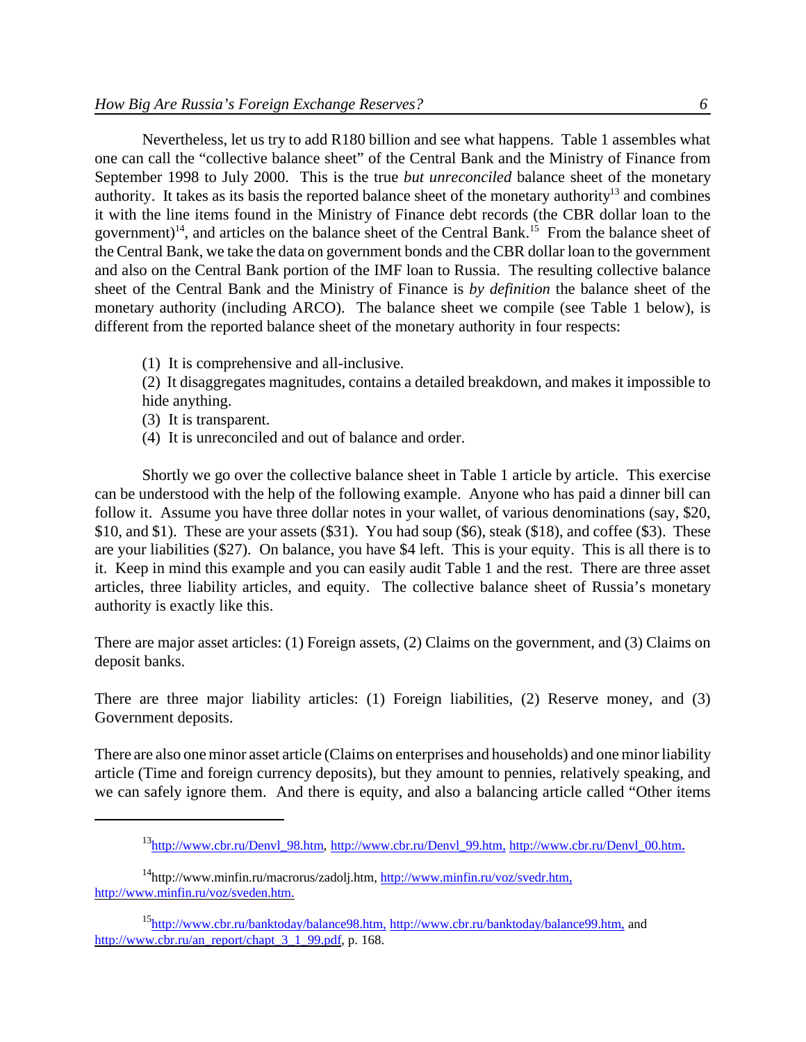Nevertheless, let us try to add R180 billion and see what happens. Table 1 assembles what one can call the "collective balance sheet" of the Central Bank and the Ministry of Finance from September 1998 to July 2000. This is the true *but unreconciled* balance sheet of the monetary authority. It takes as its basis the reported balance sheet of the monetary authority[13] and combines it with the line items found in the Ministry of Finance debt records (the CBR dollar loan to the government)[14], and articles on the balance sheet of the Central Bank.[15] From the balance sheet of the Central Bank, we take the data on government bonds and the CBR dollar loan to the government and also on the Central Bank portion of the IMF loan to Russia. The resulting collective balance sheet of the Central Bank and the Ministry of Finance is *by definition* the balance sheet of the monetary authority (including ARCO). The balance sheet we compile (see Table 1 below), is different from the reported balance sheet of the monetary authority in four respects:

(1) It is comprehensive and all-inclusive.
(2) It disaggregates magnitudes, contains a detailed breakdown, and makes it impossible to hide anything.
(3) It is transparent.
(4) It is unreconciled and out of balance and order.

Shortly we go over the collective balance sheet in Table 1 article by article. This exercise can be understood with the help of the following example. Anyone who has paid a dinner bill can follow it. Assume you have three dollar notes in your wallet, of various denominations (say, $20, $10, and $1). These are your assets ($31). You had soup ($6), steak ($18), and coffee ($3). These are your liabilities ($27). On balance, you have $4 left. This is your equity. This is all there is to it. Keep in mind this example and you can easily audit Table 1 and the rest. There are three asset articles, three liability articles, and equity. The collective balance sheet of Russia's monetary authority is exactly like this.

There are major asset articles: (1) Foreign assets, (2) Claims on the government, and (3) Claims on deposit banks.

There are three major liability articles: (1) Foreign liabilities, (2) Reserve money, and (3) Government deposits.

There are also one minor asset article (Claims on enterprises and households) and one minor liability article (Time and foreign currency deposits), but they amount to pennies, relatively speaking, and we can safely ignore them. And there is equity, and also a balancing article called "Other items

---

[13] http://www.cbr.ru/Denvl_98.htm, http://www.cbr.ru/Denvl_99.htm, http://www.cbr.ru/Denvl_00.htm.

[14] http://www.minfin.ru/macrorus/zadolj.htm, http://www.minfin.ru/voz/svedr.htm, http://www.minfin.ru/voz/sveden.htm.

[15] http://www.cbr.ru/banktoday/balance98.htm, http://www.cbr.ru/banktoday/balance99.htm, and http://www.cbr.ru/an_report/chapt_3_1_99.pdf, p. 168.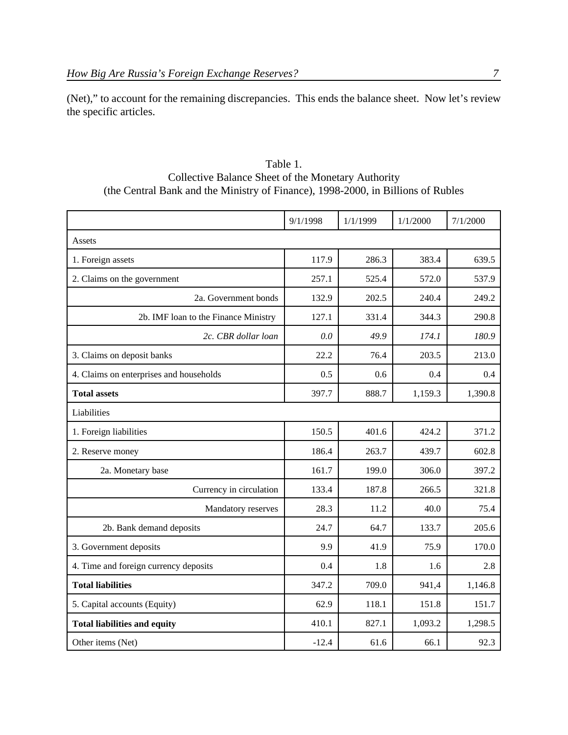(Net)," to account for the remaining discrepancies. This ends the balance sheet. Now let's review the specific articles.

Table 1.
Collective Balance Sheet of the Monetary Authority
(the Central Bank and the Ministry of Finance), 1998-2000, in Billions of Rubles

| | 9/1/1998 | 1/1/1999 | 1/1/2000 | 7/1/2000 |
|---|---|---|---|---|
| Assets | | | | |
| 1. Foreign assets | 117.9 | 286.3 | 383.4 | 639.5 |
| 2. Claims on the government | 257.1 | 525.4 | 572.0 | 537.9 |
| 2a. Government bonds | 132.9 | 202.5 | 240.4 | 249.2 |
| 2b. IMF loan to the Finance Ministry | 127.1 | 331.4 | 344.3 | 290.8 |
| *2c. CBR dollar loan* | *0.0* | *49.9* | *174.1* | *180.9* |
| 3. Claims on deposit banks | 22.2 | 76.4 | 203.5 | 213.0 |
| 4. Claims on enterprises and households | 0.5 | 0.6 | 0.4 | 0.4 |
| **Total assets** | 397.7 | 888.7 | 1,159.3 | 1,390.8 |
| Liabilities | | | | |
| 1. Foreign liabilities | 150.5 | 401.6 | 424.2 | 371.2 |
| 2. Reserve money | 186.4 | 263.7 | 439.7 | 602.8 |
| 2a. Monetary base | 161.7 | 199.0 | 306.0 | 397.2 |
| Currency in circulation | 133.4 | 187.8 | 266.5 | 321.8 |
| Mandatory reserves | 28.3 | 11.2 | 40.0 | 75.4 |
| 2b. Bank demand deposits | 24.7 | 64.7 | 133.7 | 205.6 |
| 3. Government deposits | 9.9 | 41.9 | 75.9 | 170.0 |
| 4. Time and foreign currency deposits | 0.4 | 1.8 | 1.6 | 2.8 |
| **Total liabilities** | 347.2 | 709.0 | 941,4 | 1,146.8 |
| 5. Capital accounts (Equity) | 62.9 | 118.1 | 151.8 | 151.7 |
| **Total liabilities and equity** | 410.1 | 827.1 | 1,093.2 | 1,298.5 |
| Other items (Net) | -12.4 | 61.6 | 66.1 | 92.3 |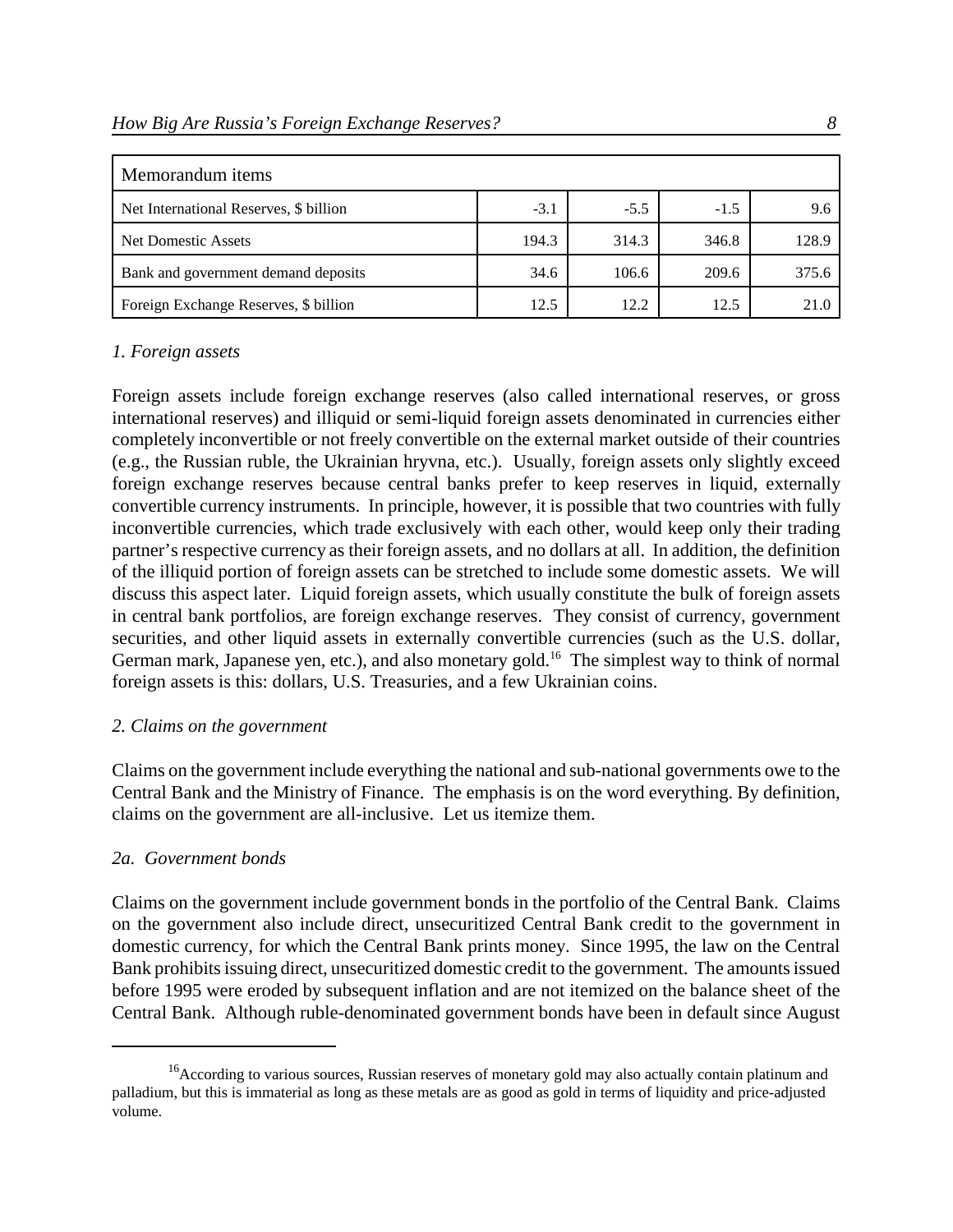| Memorandum items | | | | |
|---|---|---|---|---|
| Net International Reserves, $ billion | -3.1 | -5.5 | -1.5 | 9.6 |
| Net Domestic Assets | 194.3 | 314.3 | 346.8 | 128.9 |
| Bank and government demand deposits | 34.6 | 106.6 | 209.6 | 375.6 |
| Foreign Exchange Reserves, $ billion | 12.5 | 12.2 | 12.5 | 21.0 |

*1. Foreign assets*

Foreign assets include foreign exchange reserves (also called international reserves, or gross international reserves) and illiquid or semi-liquid foreign assets denominated in currencies either completely inconvertible or not freely convertible on the external market outside of their countries (e.g., the Russian ruble, the Ukrainian hryvna, etc.). Usually, foreign assets only slightly exceed foreign exchange reserves because central banks prefer to keep reserves in liquid, externally convertible currency instruments. In principle, however, it is possible that two countries with fully inconvertible currencies, which trade exclusively with each other, would keep only their trading partner's respective currency as their foreign assets, and no dollars at all. In addition, the definition of the illiquid portion of foreign assets can be stretched to include some domestic assets. We will discuss this aspect later. Liquid foreign assets, which usually constitute the bulk of foreign assets in central bank portfolios, are foreign exchange reserves. They consist of currency, government securities, and other liquid assets in externally convertible currencies (such as the U.S. dollar, German mark, Japanese yen, etc.), and also monetary gold.[16] The simplest way to think of normal foreign assets is this: dollars, U.S. Treasuries, and a few Ukrainian coins.

*2. Claims on the government*

Claims on the government include everything the national and sub-national governments owe to the Central Bank and the Ministry of Finance. The emphasis is on the word everything. By definition, claims on the government are all-inclusive. Let us itemize them.

*2a. Government bonds*

Claims on the government include government bonds in the portfolio of the Central Bank. Claims on the government also include direct, unsecuritized Central Bank credit to the government in domestic currency, for which the Central Bank prints money. Since 1995, the law on the Central Bank prohibits issuing direct, unsecuritized domestic credit to the government. The amounts issued before 1995 were eroded by subsequent inflation and are not itemized on the balance sheet of the Central Bank. Although ruble-denominated government bonds have been in default since August

[16] According to various sources, Russian reserves of monetary gold may also actually contain platinum and palladium, but this is immaterial as long as these metals are as good as gold in terms of liquidity and price-adjusted volume.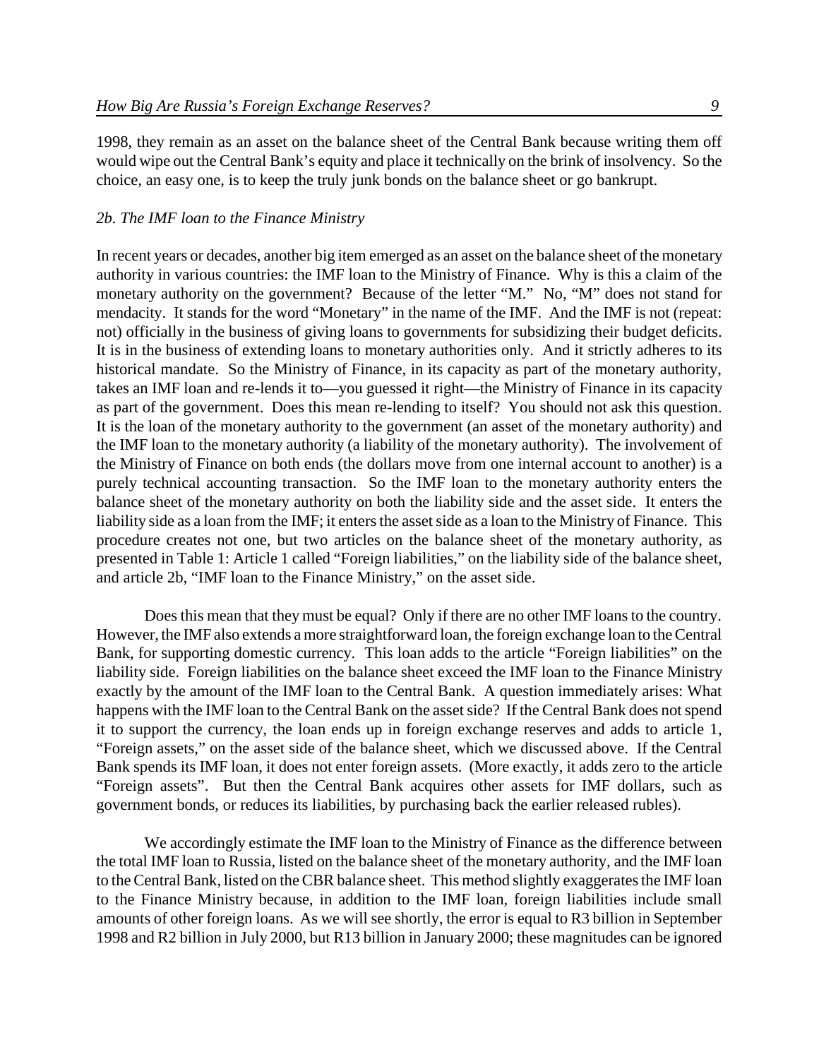1998, they remain as an asset on the balance sheet of the Central Bank because writing them off would wipe out the Central Bank's equity and place it technically on the brink of insolvency. So the choice, an easy one, is to keep the truly junk bonds on the balance sheet or go bankrupt.

*2b. The IMF loan to the Finance Ministry*

In recent years or decades, another big item emerged as an asset on the balance sheet of the monetary authority in various countries: the IMF loan to the Ministry of Finance. Why is this a claim of the monetary authority on the government? Because of the letter "M." No, "M" does not stand for mendacity. It stands for the word "Monetary" in the name of the IMF. And the IMF is not (repeat: not) officially in the business of giving loans to governments for subsidizing their budget deficits. It is in the business of extending loans to monetary authorities only. And it strictly adheres to its historical mandate. So the Ministry of Finance, in its capacity as part of the monetary authority, takes an IMF loan and re-lends it to—you guessed it right—the Ministry of Finance in its capacity as part of the government. Does this mean re-lending to itself? You should not ask this question. It is the loan of the monetary authority to the government (an asset of the monetary authority) and the IMF loan to the monetary authority (a liability of the monetary authority). The involvement of the Ministry of Finance on both ends (the dollars move from one internal account to another) is a purely technical accounting transaction. So the IMF loan to the monetary authority enters the balance sheet of the monetary authority on both the liability side and the asset side. It enters the liability side as a loan from the IMF; it enters the asset side as a loan to the Ministry of Finance. This procedure creates not one, but two articles on the balance sheet of the monetary authority, as presented in Table 1: Article 1 called "Foreign liabilities," on the liability side of the balance sheet, and article 2b, "IMF loan to the Finance Ministry," on the asset side.

Does this mean that they must be equal? Only if there are no other IMF loans to the country. However, the IMF also extends a more straightforward loan, the foreign exchange loan to the Central Bank, for supporting domestic currency. This loan adds to the article "Foreign liabilities" on the liability side. Foreign liabilities on the balance sheet exceed the IMF loan to the Finance Ministry exactly by the amount of the IMF loan to the Central Bank. A question immediately arises: What happens with the IMF loan to the Central Bank on the asset side? If the Central Bank does not spend it to support the currency, the loan ends up in foreign exchange reserves and adds to article 1, "Foreign assets," on the asset side of the balance sheet, which we discussed above. If the Central Bank spends its IMF loan, it does not enter foreign assets. (More exactly, it adds zero to the article "Foreign assets". But then the Central Bank acquires other assets for IMF dollars, such as government bonds, or reduces its liabilities, by purchasing back the earlier released rubles).

We accordingly estimate the IMF loan to the Ministry of Finance as the difference between the total IMF loan to Russia, listed on the balance sheet of the monetary authority, and the IMF loan to the Central Bank, listed on the CBR balance sheet. This method slightly exaggerates the IMF loan to the Finance Ministry because, in addition to the IMF loan, foreign liabilities include small amounts of other foreign loans. As we will see shortly, the error is equal to R3 billion in September 1998 and R2 billion in July 2000, but R13 billion in January 2000; these magnitudes can be ignored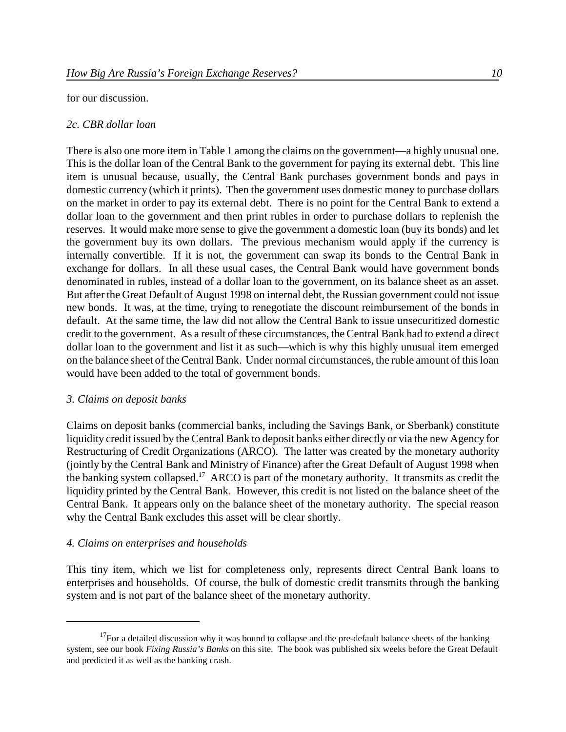for our discussion.

*2c. CBR dollar loan*

There is also one more item in Table 1 among the claims on the government—a highly unusual one. This is the dollar loan of the Central Bank to the government for paying its external debt. This line item is unusual because, usually, the Central Bank purchases government bonds and pays in domestic currency (which it prints). Then the government uses domestic money to purchase dollars on the market in order to pay its external debt. There is no point for the Central Bank to extend a dollar loan to the government and then print rubles in order to purchase dollars to replenish the reserves. It would make more sense to give the government a domestic loan (buy its bonds) and let the government buy its own dollars. The previous mechanism would apply if the currency is internally convertible. If it is not, the government can swap its bonds to the Central Bank in exchange for dollars. In all these usual cases, the Central Bank would have government bonds denominated in rubles, instead of a dollar loan to the government, on its balance sheet as an asset. But after the Great Default of August 1998 on internal debt, the Russian government could not issue new bonds. It was, at the time, trying to renegotiate the discount reimbursement of the bonds in default. At the same time, the law did not allow the Central Bank to issue unsecuritized domestic credit to the government. As a result of these circumstances, the Central Bank had to extend a direct dollar loan to the government and list it as such—which is why this highly unusual item emerged on the balance sheet of the Central Bank. Under normal circumstances, the ruble amount of this loan would have been added to the total of government bonds.

*3. Claims on deposit banks*

Claims on deposit banks (commercial banks, including the Savings Bank, or Sberbank) constitute liquidity credit issued by the Central Bank to deposit banks either directly or via the new Agency for Restructuring of Credit Organizations (ARCO). The latter was created by the monetary authority (jointly by the Central Bank and Ministry of Finance) after the Great Default of August 1998 when the banking system collapsed.[17] ARCO is part of the monetary authority. It transmits as credit the liquidity printed by the Central Bank. However, this credit is not listed on the balance sheet of the Central Bank. It appears only on the balance sheet of the monetary authority. The special reason why the Central Bank excludes this asset will be clear shortly.

*4. Claims on enterprises and households*

This tiny item, which we list for completeness only, represents direct Central Bank loans to enterprises and households. Of course, the bulk of domestic credit transmits through the banking system and is not part of the balance sheet of the monetary authority.

---

[17] For a detailed discussion why it was bound to collapse and the pre-default balance sheets of the banking system, see our book *Fixing Russia's Banks* on this site. The book was published six weeks before the Great Default and predicted it as well as the banking crash.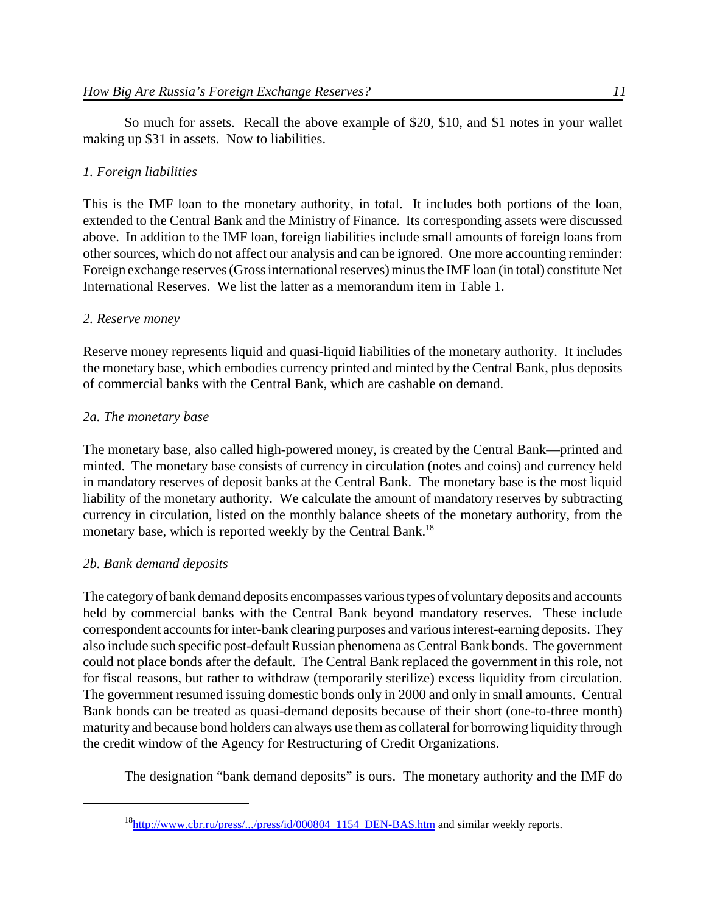So much for assets. Recall the above example of $20, $10, and $1 notes in your wallet making up $31 in assets. Now to liabilities.

*1. Foreign liabilities*

This is the IMF loan to the monetary authority, in total. It includes both portions of the loan, extended to the Central Bank and the Ministry of Finance. Its corresponding assets were discussed above. In addition to the IMF loan, foreign liabilities include small amounts of foreign loans from other sources, which do not affect our analysis and can be ignored. One more accounting reminder: Foreign exchange reserves (Gross international reserves) minus the IMF loan (in total) constitute Net International Reserves. We list the latter as a memorandum item in Table 1.

*2. Reserve money*

Reserve money represents liquid and quasi-liquid liabilities of the monetary authority. It includes the monetary base, which embodies currency printed and minted by the Central Bank, plus deposits of commercial banks with the Central Bank, which are cashable on demand.

*2a. The monetary base*

The monetary base, also called high-powered money, is created by the Central Bank—printed and minted. The monetary base consists of currency in circulation (notes and coins) and currency held in mandatory reserves of deposit banks at the Central Bank. The monetary base is the most liquid liability of the monetary authority. We calculate the amount of mandatory reserves by subtracting currency in circulation, listed on the monthly balance sheets of the monetary authority, from the monetary base, which is reported weekly by the Central Bank.[18]

*2b. Bank demand deposits*

The category of bank demand deposits encompasses various types of voluntary deposits and accounts held by commercial banks with the Central Bank beyond mandatory reserves. These include correspondent accounts for inter-bank clearing purposes and various interest-earning deposits. They also include such specific post-default Russian phenomena as Central Bank bonds. The government could not place bonds after the default. The Central Bank replaced the government in this role, not for fiscal reasons, but rather to withdraw (temporarily sterilize) excess liquidity from circulation. The government resumed issuing domestic bonds only in 2000 and only in small amounts. Central Bank bonds can be treated as quasi-demand deposits because of their short (one-to-three month) maturity and because bond holders can always use them as collateral for borrowing liquidity through the credit window of the Agency for Restructuring of Credit Organizations.

The designation "bank demand deposits" is ours. The monetary authority and the IMF do

---

[18] http://www.cbr.ru/press/.../press/id/000804_1154_DEN-BAS.htm and similar weekly reports.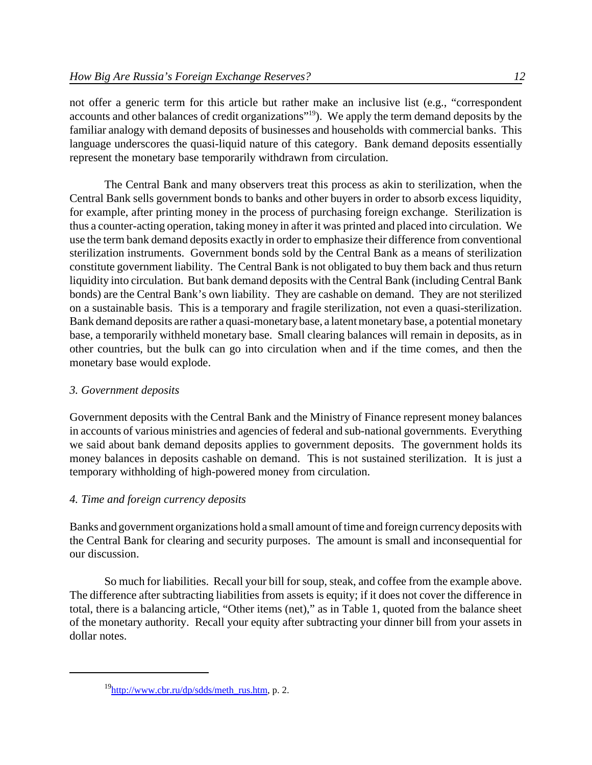not offer a generic term for this article but rather make an inclusive list (e.g., "correspondent accounts and other balances of credit organizations"[19]). We apply the term demand deposits by the familiar analogy with demand deposits of businesses and households with commercial banks. This language underscores the quasi-liquid nature of this category. Bank demand deposits essentially represent the monetary base temporarily withdrawn from circulation.

The Central Bank and many observers treat this process as akin to sterilization, when the Central Bank sells government bonds to banks and other buyers in order to absorb excess liquidity, for example, after printing money in the process of purchasing foreign exchange. Sterilization is thus a counter-acting operation, taking money in after it was printed and placed into circulation. We use the term bank demand deposits exactly in order to emphasize their difference from conventional sterilization instruments. Government bonds sold by the Central Bank as a means of sterilization constitute government liability. The Central Bank is not obligated to buy them back and thus return liquidity into circulation. But bank demand deposits with the Central Bank (including Central Bank bonds) are the Central Bank's own liability. They are cashable on demand. They are not sterilized on a sustainable basis. This is a temporary and fragile sterilization, not even a quasi-sterilization. Bank demand deposits are rather a quasi-monetary base, a latent monetary base, a potential monetary base, a temporarily withheld monetary base. Small clearing balances will remain in deposits, as in other countries, but the bulk can go into circulation when and if the time comes, and then the monetary base would explode.

*3. Government deposits*

Government deposits with the Central Bank and the Ministry of Finance represent money balances in accounts of various ministries and agencies of federal and sub-national governments. Everything we said about bank demand deposits applies to government deposits. The government holds its money balances in deposits cashable on demand. This is not sustained sterilization. It is just a temporary withholding of high-powered money from circulation.

*4. Time and foreign currency deposits*

Banks and government organizations hold a small amount of time and foreign currency deposits with the Central Bank for clearing and security purposes. The amount is small and inconsequential for our discussion.

So much for liabilities. Recall your bill for soup, steak, and coffee from the example above. The difference after subtracting liabilities from assets is equity; if it does not cover the difference in total, there is a balancing article, "Other items (net)," as in Table 1, quoted from the balance sheet of the monetary authority. Recall your equity after subtracting your dinner bill from your assets in dollar notes.

---

[19] http://www.cbr.ru/dp/sdds/meth_rus.htm, p. 2.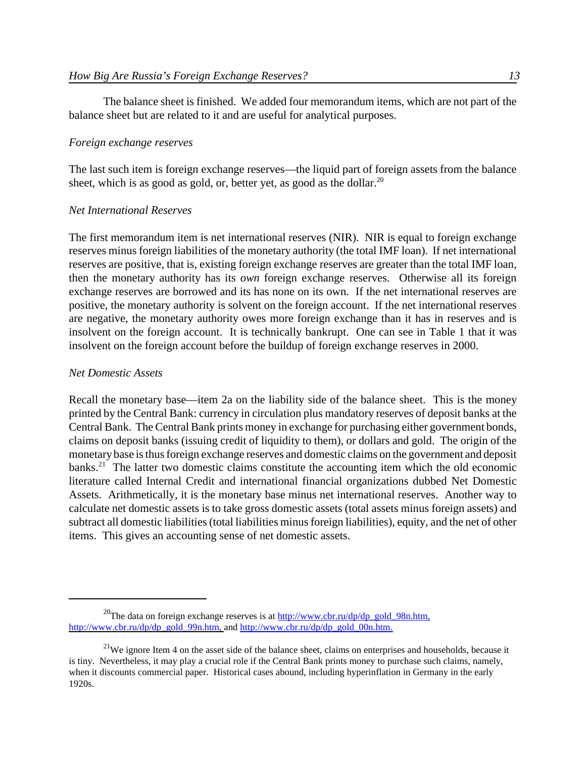The balance sheet is finished. We added four memorandum items, which are not part of the balance sheet but are related to it and are useful for analytical purposes.

*Foreign exchange reserves*

The last such item is foreign exchange reserves—the liquid part of foreign assets from the balance sheet, which is as good as gold, or, better yet, as good as the dollar.[20]

*Net International Reserves*

The first memorandum item is net international reserves (NIR). NIR is equal to foreign exchange reserves minus foreign liabilities of the monetary authority (the total IMF loan). If net international reserves are positive, that is, existing foreign exchange reserves are greater than the total IMF loan, then the monetary authority has its *own* foreign exchange reserves. Otherwise all its foreign exchange reserves are borrowed and its has none on its own. If the net international reserves are positive, the monetary authority is solvent on the foreign account. If the net international reserves are negative, the monetary authority owes more foreign exchange than it has in reserves and is insolvent on the foreign account. It is technically bankrupt. One can see in Table 1 that it was insolvent on the foreign account before the buildup of foreign exchange reserves in 2000.

*Net Domestic Assets*

Recall the monetary base—item 2a on the liability side of the balance sheet. This is the money printed by the Central Bank: currency in circulation plus mandatory reserves of deposit banks at the Central Bank. The Central Bank prints money in exchange for purchasing either government bonds, claims on deposit banks (issuing credit of liquidity to them), or dollars and gold. The origin of the monetary base is thus foreign exchange reserves and domestic claims on the government and deposit banks.[21] The latter two domestic claims constitute the accounting item which the old economic literature called Internal Credit and international financial organizations dubbed Net Domestic Assets. Arithmetically, it is the monetary base minus net international reserves. Another way to calculate net domestic assets is to take gross domestic assets (total assets minus foreign assets) and subtract all domestic liabilities (total liabilities minus foreign liabilities), equity, and the net of other items. This gives an accounting sense of net domestic assets.

---

[20] The data on foreign exchange reserves is at http://www.cbr.ru/dp/dp_gold_98n.htm, http://www.cbr.ru/dp/dp_gold_99n.htm, and http://www.cbr.ru/dp/dp_gold_00n.htm.

[21] We ignore Item 4 on the asset side of the balance sheet, claims on enterprises and households, because it is tiny. Nevertheless, it may play a crucial role if the Central Bank prints money to purchase such claims, namely, when it discounts commercial paper. Historical cases abound, including hyperinflation in Germany in the early 1920s.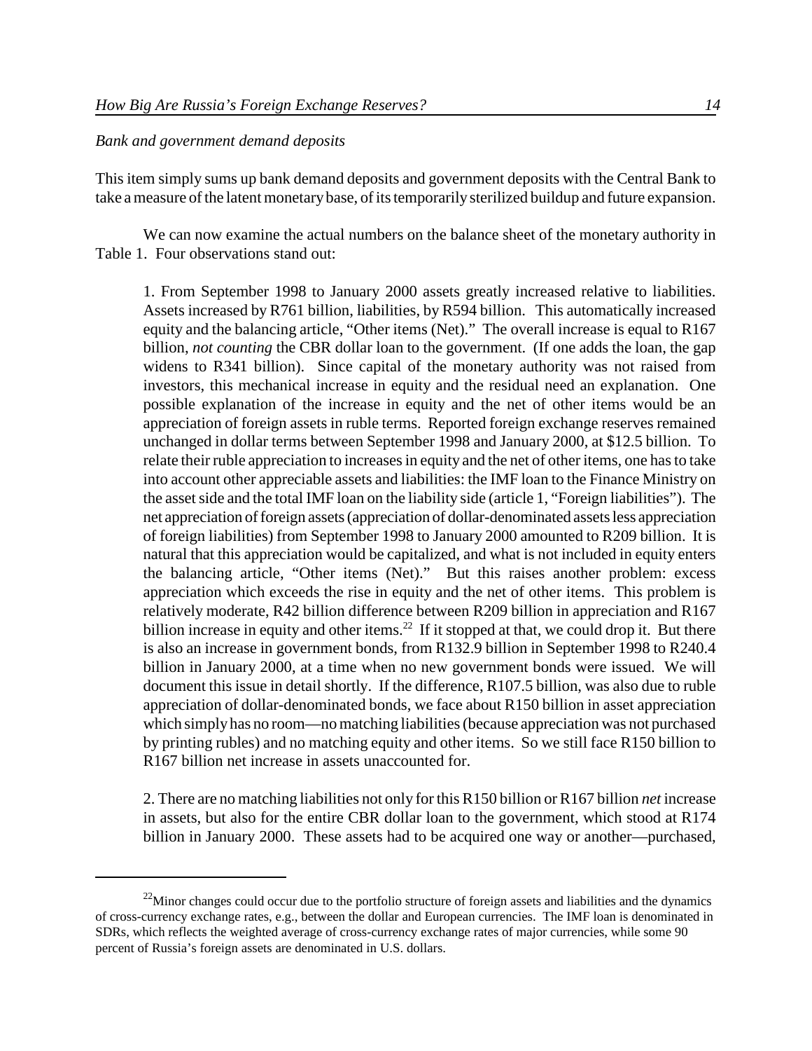*Bank and government demand deposits*

This item simply sums up bank demand deposits and government deposits with the Central Bank to take a measure of the latent monetary base, of its temporarily sterilized buildup and future expansion.

We can now examine the actual numbers on the balance sheet of the monetary authority in Table 1. Four observations stand out:

1. From September 1998 to January 2000 assets greatly increased relative to liabilities. Assets increased by R761 billion, liabilities, by R594 billion. This automatically increased equity and the balancing article, "Other items (Net)." The overall increase is equal to R167 billion, *not counting* the CBR dollar loan to the government. (If one adds the loan, the gap widens to R341 billion). Since capital of the monetary authority was not raised from investors, this mechanical increase in equity and the residual need an explanation. One possible explanation of the increase in equity and the net of other items would be an appreciation of foreign assets in ruble terms. Reported foreign exchange reserves remained unchanged in dollar terms between September 1998 and January 2000, at $12.5 billion. To relate their ruble appreciation to increases in equity and the net of other items, one has to take into account other appreciable assets and liabilities: the IMF loan to the Finance Ministry on the asset side and the total IMF loan on the liability side (article 1, "Foreign liabilities"). The net appreciation of foreign assets (appreciation of dollar-denominated assets less appreciation of foreign liabilities) from September 1998 to January 2000 amounted to R209 billion. It is natural that this appreciation would be capitalized, and what is not included in equity enters the balancing article, "Other items (Net)." But this raises another problem: excess appreciation which exceeds the rise in equity and the net of other items. This problem is relatively moderate, R42 billion difference between R209 billion in appreciation and R167 billion increase in equity and other items.[22] If it stopped at that, we could drop it. But there is also an increase in government bonds, from R132.9 billion in September 1998 to R240.4 billion in January 2000, at a time when no new government bonds were issued. We will document this issue in detail shortly. If the difference, R107.5 billion, was also due to ruble appreciation of dollar-denominated bonds, we face about R150 billion in asset appreciation which simply has no room—no matching liabilities (because appreciation was not purchased by printing rubles) and no matching equity and other items. So we still face R150 billion to R167 billion net increase in assets unaccounted for.

2. There are no matching liabilities not only for this R150 billion or R167 billion *net* increase in assets, but also for the entire CBR dollar loan to the government, which stood at R174 billion in January 2000. These assets had to be acquired one way or another—purchased,

---

[22] Minor changes could occur due to the portfolio structure of foreign assets and liabilities and the dynamics of cross-currency exchange rates, e.g., between the dollar and European currencies. The IMF loan is denominated in SDRs, which reflects the weighted average of cross-currency exchange rates of major currencies, while some 90 percent of Russia's foreign assets are denominated in U.S. dollars.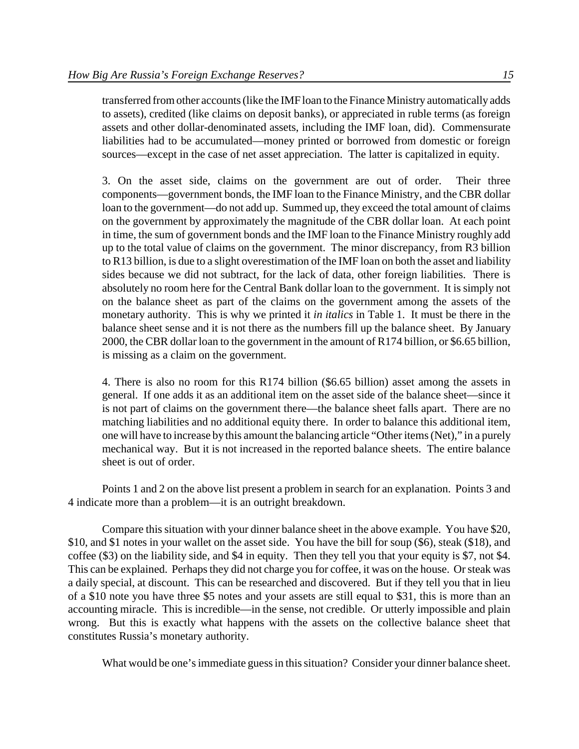transferred from other accounts (like the IMF loan to the Finance Ministry automatically adds to assets), credited (like claims on deposit banks), or appreciated in ruble terms (as foreign assets and other dollar-denominated assets, including the IMF loan, did). Commensurate liabilities had to be accumulated—money printed or borrowed from domestic or foreign sources—except in the case of net asset appreciation. The latter is capitalized in equity.

3. On the asset side, claims on the government are out of order. Their three components—government bonds, the IMF loan to the Finance Ministry, and the CBR dollar loan to the government—do not add up. Summed up, they exceed the total amount of claims on the government by approximately the magnitude of the CBR dollar loan. At each point in time, the sum of government bonds and the IMF loan to the Finance Ministry roughly add up to the total value of claims on the government. The minor discrepancy, from R3 billion to R13 billion, is due to a slight overestimation of the IMF loan on both the asset and liability sides because we did not subtract, for the lack of data, other foreign liabilities. There is absolutely no room here for the Central Bank dollar loan to the government. It is simply not on the balance sheet as part of the claims on the government among the assets of the monetary authority. This is why we printed it *in italics* in Table 1. It must be there in the balance sheet sense and it is not there as the numbers fill up the balance sheet. By January 2000, the CBR dollar loan to the government in the amount of R174 billion, or $6.65 billion, is missing as a claim on the government.

4. There is also no room for this R174 billion ($6.65 billion) asset among the assets in general. If one adds it as an additional item on the asset side of the balance sheet—since it is not part of claims on the government there—the balance sheet falls apart. There are no matching liabilities and no additional equity there. In order to balance this additional item, one will have to increase by this amount the balancing article "Other items (Net)," in a purely mechanical way. But it is not increased in the reported balance sheets. The entire balance sheet is out of order.

Points 1 and 2 on the above list present a problem in search for an explanation. Points 3 and 4 indicate more than a problem—it is an outright breakdown.

Compare this situation with your dinner balance sheet in the above example. You have $20, $10, and $1 notes in your wallet on the asset side. You have the bill for soup ($6), steak ($18), and coffee ($3) on the liability side, and $4 in equity. Then they tell you that your equity is $7, not $4. This can be explained. Perhaps they did not charge you for coffee, it was on the house. Or steak was a daily special, at discount. This can be researched and discovered. But if they tell you that in lieu of a $10 note you have three $5 notes and your assets are still equal to $31, this is more than an accounting miracle. This is incredible—in the sense, not credible. Or utterly impossible and plain wrong. But this is exactly what happens with the assets on the collective balance sheet that constitutes Russia's monetary authority.

What would be one's immediate guess in this situation? Consider your dinner balance sheet.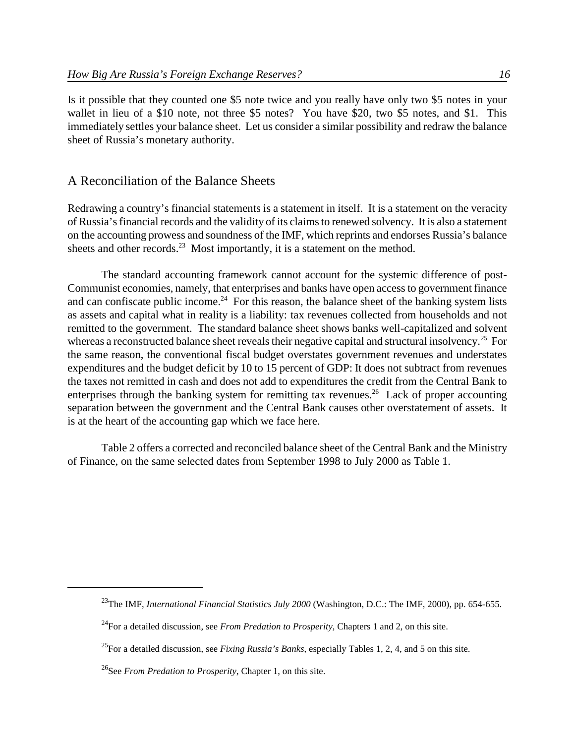Is it possible that they counted one $5 note twice and you really have only two $5 notes in your wallet in lieu of a $10 note, not three $5 notes? You have $20, two $5 notes, and $1. This immediately settles your balance sheet. Let us consider a similar possibility and redraw the balance sheet of Russia's monetary authority.

## A Reconciliation of the Balance Sheets

Redrawing a country's financial statements is a statement in itself. It is a statement on the veracity of Russia's financial records and the validity of its claims to renewed solvency. It is also a statement on the accounting prowess and soundness of the IMF, which reprints and endorses Russia's balance sheets and other records.[23] Most importantly, it is a statement on the method.

The standard accounting framework cannot account for the systemic difference of post-Communist economies, namely, that enterprises and banks have open access to government finance and can confiscate public income.[24] For this reason, the balance sheet of the banking system lists as assets and capital what in reality is a liability: tax revenues collected from households and not remitted to the government. The standard balance sheet shows banks well-capitalized and solvent whereas a reconstructed balance sheet reveals their negative capital and structural insolvency.[25] For the same reason, the conventional fiscal budget overstates government revenues and understates expenditures and the budget deficit by 10 to 15 percent of GDP: It does not subtract from revenues the taxes not remitted in cash and does not add to expenditures the credit from the Central Bank to enterprises through the banking system for remitting tax revenues.[26] Lack of proper accounting separation between the government and the Central Bank causes other overstatement of assets. It is at the heart of the accounting gap which we face here.

Table 2 offers a corrected and reconciled balance sheet of the Central Bank and the Ministry of Finance, on the same selected dates from September 1998 to July 2000 as Table 1.

---

[23] The IMF, *International Financial Statistics July 2000* (Washington, D.C.: The IMF, 2000), pp. 654-655.

[24] For a detailed discussion, see *From Predation to Prosperity*, Chapters 1 and 2, on this site.

[25] For a detailed discussion, see *Fixing Russia's Banks*, especially Tables 1, 2, 4, and 5 on this site.

[26] See *From Predation to Prosperity*, Chapter 1, on this site.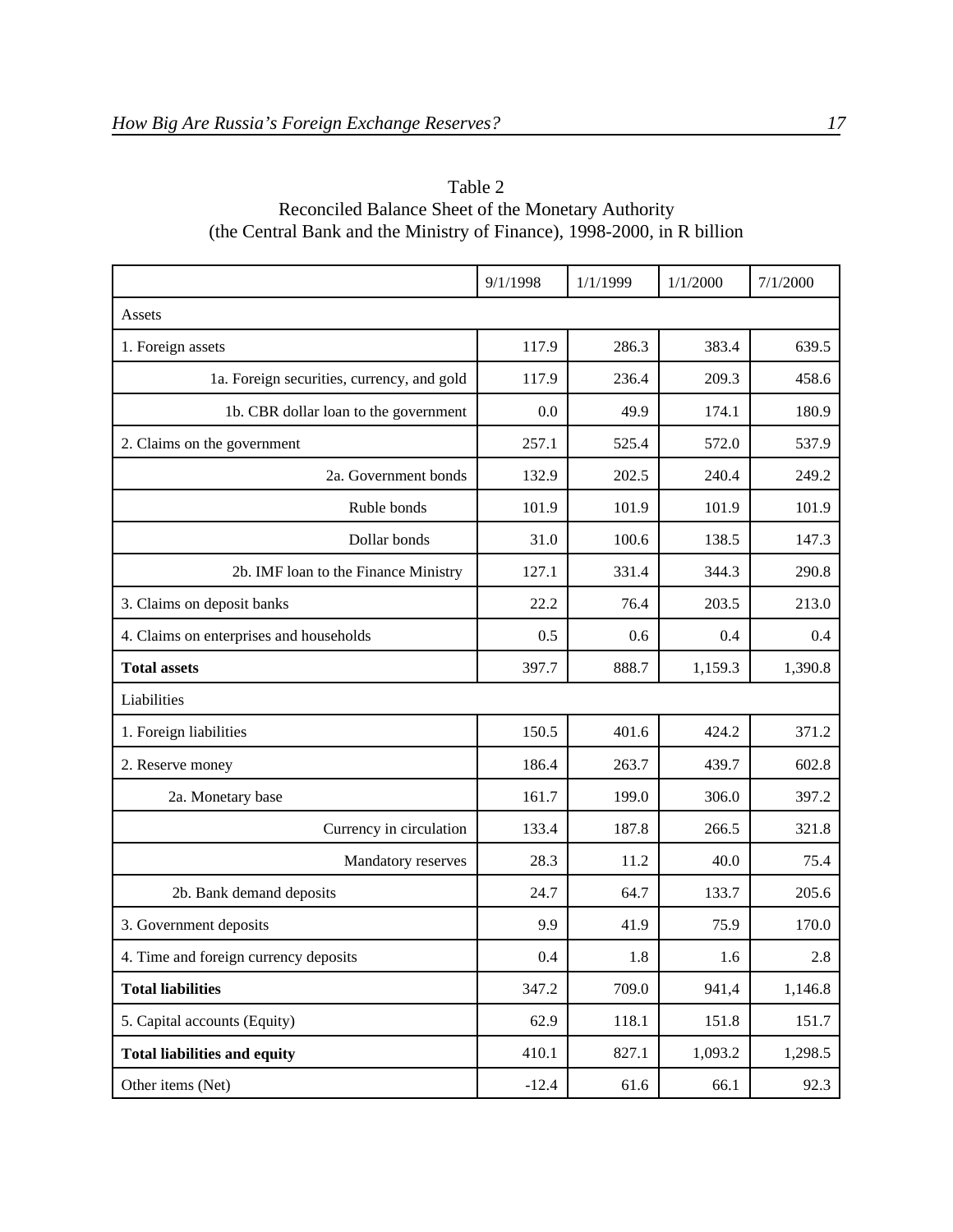Table 2
Reconciled Balance Sheet of the Monetary Authority
(the Central Bank and the Ministry of Finance), 1998-2000, in R billion

| | 9/1/1998 | 1/1/1999 | 1/1/2000 | 7/1/2000 |
|---|---|---|---|---|
| Assets | | | | |
| 1. Foreign assets | 117.9 | 286.3 | 383.4 | 639.5 |
| 1a. Foreign securities, currency, and gold | 117.9 | 236.4 | 209.3 | 458.6 |
| 1b. CBR dollar loan to the government | 0.0 | 49.9 | 174.1 | 180.9 |
| 2. Claims on the government | 257.1 | 525.4 | 572.0 | 537.9 |
| 2a. Government bonds | 132.9 | 202.5 | 240.4 | 249.2 |
| Ruble bonds | 101.9 | 101.9 | 101.9 | 101.9 |
| Dollar bonds | 31.0 | 100.6 | 138.5 | 147.3 |
| 2b. IMF loan to the Finance Ministry | 127.1 | 331.4 | 344.3 | 290.8 |
| 3. Claims on deposit banks | 22.2 | 76.4 | 203.5 | 213.0 |
| 4. Claims on enterprises and households | 0.5 | 0.6 | 0.4 | 0.4 |
| **Total assets** | 397.7 | 888.7 | 1,159.3 | 1,390.8 |
| Liabilities | | | | |
| 1. Foreign liabilities | 150.5 | 401.6 | 424.2 | 371.2 |
| 2. Reserve money | 186.4 | 263.7 | 439.7 | 602.8 |
| 2a. Monetary base | 161.7 | 199.0 | 306.0 | 397.2 |
| Currency in circulation | 133.4 | 187.8 | 266.5 | 321.8 |
| Mandatory reserves | 28.3 | 11.2 | 40.0 | 75.4 |
| 2b. Bank demand deposits | 24.7 | 64.7 | 133.7 | 205.6 |
| 3. Government deposits | 9.9 | 41.9 | 75.9 | 170.0 |
| 4. Time and foreign currency deposits | 0.4 | 1.8 | 1.6 | 2.8 |
| **Total liabilities** | 347.2 | 709.0 | 941,4 | 1,146.8 |
| 5. Capital accounts (Equity) | 62.9 | 118.1 | 151.8 | 151.7 |
| **Total liabilities and equity** | 410.1 | 827.1 | 1,093.2 | 1,298.5 |
| Other items (Net) | -12.4 | 61.6 | 66.1 | 92.3 |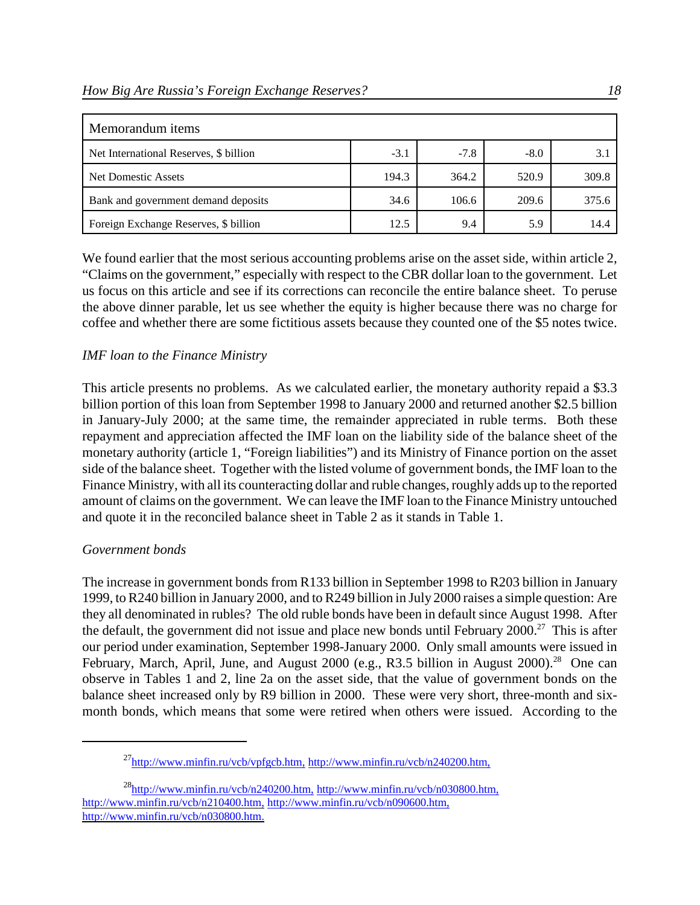| Memorandum items | | | | |
|---|---|---|---|---|
| Net International Reserves, $ billion | -3.1 | -7.8 | -8.0 | 3.1 |
| Net Domestic Assets | 194.3 | 364.2 | 520.9 | 309.8 |
| Bank and government demand deposits | 34.6 | 106.6 | 209.6 | 375.6 |
| Foreign Exchange Reserves, $ billion | 12.5 | 9.4 | 5.9 | 14.4 |

We found earlier that the most serious accounting problems arise on the asset side, within article 2, "Claims on the government," especially with respect to the CBR dollar loan to the government. Let us focus on this article and see if its corrections can reconcile the entire balance sheet. To peruse the above dinner parable, let us see whether the equity is higher because there was no charge for coffee and whether there are some fictitious assets because they counted one of the $5 notes twice.

*IMF loan to the Finance Ministry*

This article presents no problems. As we calculated earlier, the monetary authority repaid a $3.3 billion portion of this loan from September 1998 to January 2000 and returned another $2.5 billion in January-July 2000; at the same time, the remainder appreciated in ruble terms. Both these repayment and appreciation affected the IMF loan on the liability side of the balance sheet of the monetary authority (article 1, "Foreign liabilities") and its Ministry of Finance portion on the asset side of the balance sheet. Together with the listed volume of government bonds, the IMF loan to the Finance Ministry, with all its counteracting dollar and ruble changes, roughly adds up to the reported amount of claims on the government. We can leave the IMF loan to the Finance Ministry untouched and quote it in the reconciled balance sheet in Table 2 as it stands in Table 1.

*Government bonds*

The increase in government bonds from R133 billion in September 1998 to R203 billion in January 1999, to R240 billion in January 2000, and to R249 billion in July 2000 raises a simple question: Are they all denominated in rubles? The old ruble bonds have been in default since August 1998. After the default, the government did not issue and place new bonds until February 2000.[27] This is after our period under examination, September 1998-January 2000. Only small amounts were issued in February, March, April, June, and August 2000 (e.g., R3.5 billion in August 2000).[28] One can observe in Tables 1 and 2, line 2a on the asset side, that the value of government bonds on the balance sheet increased only by R9 billion in 2000. These were very short, three-month and six-month bonds, which means that some were retired when others were issued. According to the

---

[27] http://www.minfin.ru/vcb/vpfgcb.htm, http://www.minfin.ru/vcb/n240200.htm,

[28] http://www.minfin.ru/vcb/n240200.htm, http://www.minfin.ru/vcb/n030800.htm, http://www.minfin.ru/vcb/n210400.htm, http://www.minfin.ru/vcb/n090600.htm, http://www.minfin.ru/vcb/n030800.htm.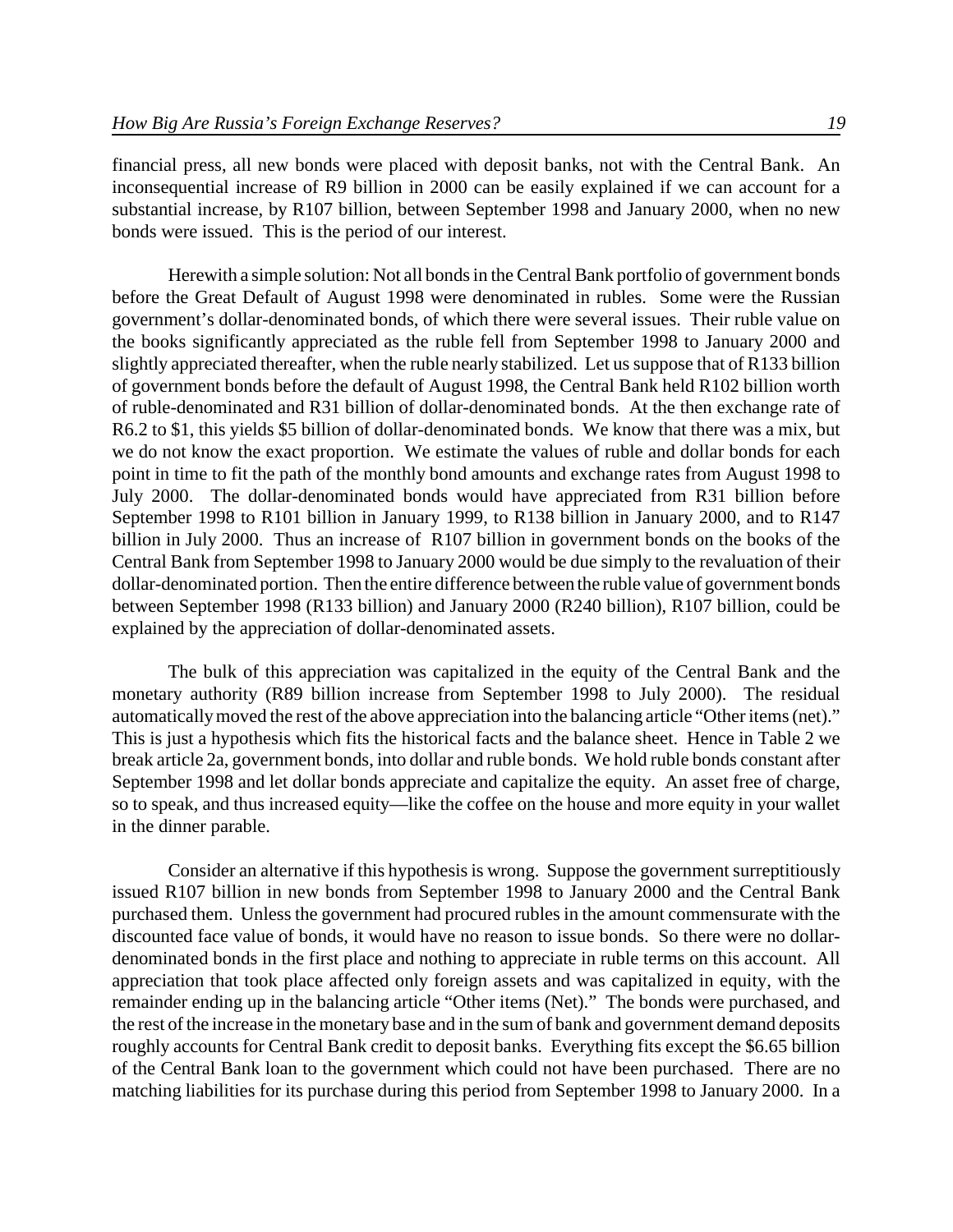financial press, all new bonds were placed with deposit banks, not with the Central Bank. An inconsequential increase of R9 billion in 2000 can be easily explained if we can account for a substantial increase, by R107 billion, between September 1998 and January 2000, when no new bonds were issued. This is the period of our interest.

Herewith a simple solution: Not all bonds in the Central Bank portfolio of government bonds before the Great Default of August 1998 were denominated in rubles. Some were the Russian government's dollar-denominated bonds, of which there were several issues. Their ruble value on the books significantly appreciated as the ruble fell from September 1998 to January 2000 and slightly appreciated thereafter, when the ruble nearly stabilized. Let us suppose that of R133 billion of government bonds before the default of August 1998, the Central Bank held R102 billion worth of ruble-denominated and R31 billion of dollar-denominated bonds. At the then exchange rate of R6.2 to $1, this yields $5 billion of dollar-denominated bonds. We know that there was a mix, but we do not know the exact proportion. We estimate the values of ruble and dollar bonds for each point in time to fit the path of the monthly bond amounts and exchange rates from August 1998 to July 2000. The dollar-denominated bonds would have appreciated from R31 billion before September 1998 to R101 billion in January 1999, to R138 billion in January 2000, and to R147 billion in July 2000. Thus an increase of R107 billion in government bonds on the books of the Central Bank from September 1998 to January 2000 would be due simply to the revaluation of their dollar-denominated portion. Then the entire difference between the ruble value of government bonds between September 1998 (R133 billion) and January 2000 (R240 billion), R107 billion, could be explained by the appreciation of dollar-denominated assets.

The bulk of this appreciation was capitalized in the equity of the Central Bank and the monetary authority (R89 billion increase from September 1998 to July 2000). The residual automatically moved the rest of the above appreciation into the balancing article "Other items (net)." This is just a hypothesis which fits the historical facts and the balance sheet. Hence in Table 2 we break article 2a, government bonds, into dollar and ruble bonds. We hold ruble bonds constant after September 1998 and let dollar bonds appreciate and capitalize the equity. An asset free of charge, so to speak, and thus increased equity—like the coffee on the house and more equity in your wallet in the dinner parable.

Consider an alternative if this hypothesis is wrong. Suppose the government surreptitiously issued R107 billion in new bonds from September 1998 to January 2000 and the Central Bank purchased them. Unless the government had procured rubles in the amount commensurate with the discounted face value of bonds, it would have no reason to issue bonds. So there were no dollar-denominated bonds in the first place and nothing to appreciate in ruble terms on this account. All appreciation that took place affected only foreign assets and was capitalized in equity, with the remainder ending up in the balancing article "Other items (Net)." The bonds were purchased, and the rest of the increase in the monetary base and in the sum of bank and government demand deposits roughly accounts for Central Bank credit to deposit banks. Everything fits except the $6.65 billion of the Central Bank loan to the government which could not have been purchased. There are no matching liabilities for its purchase during this period from September 1998 to January 2000. In a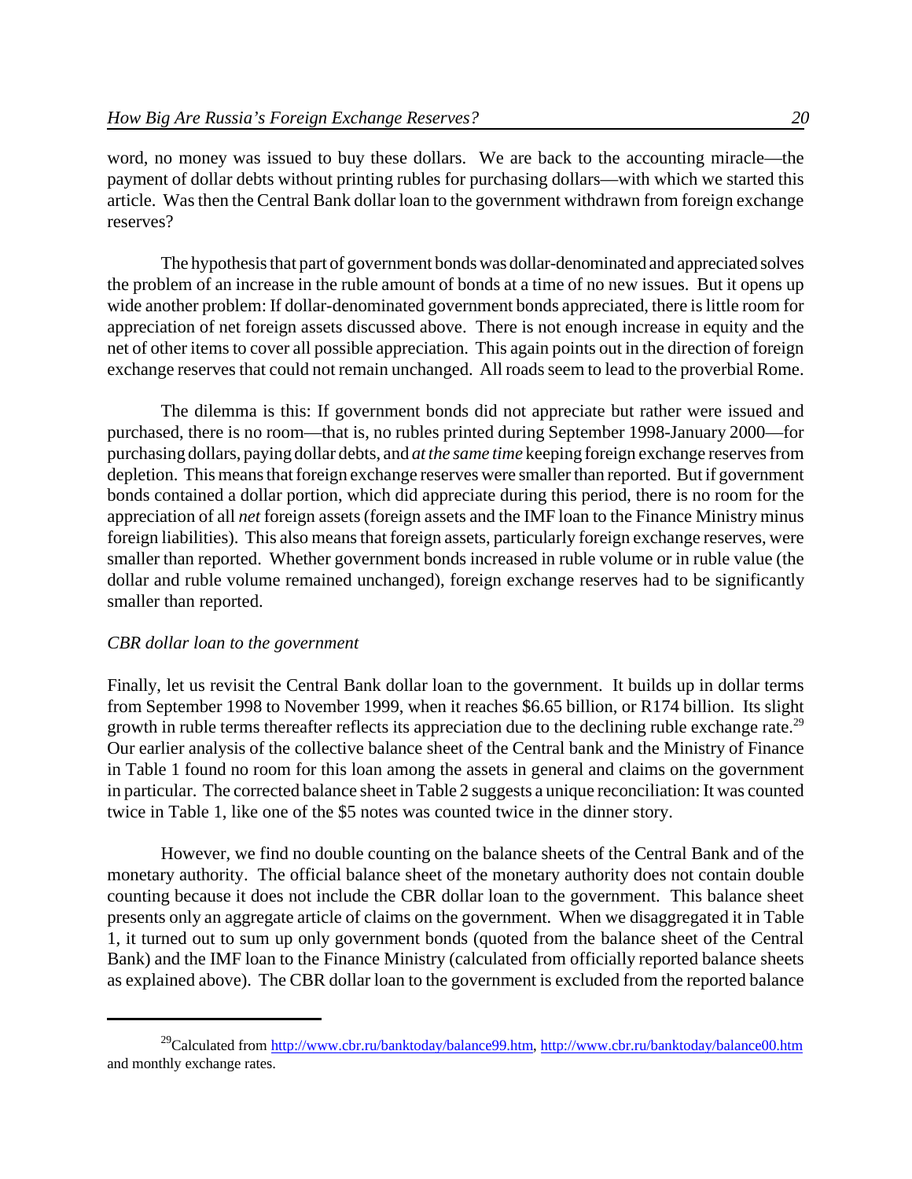word, no money was issued to buy these dollars. We are back to the accounting miracle—the payment of dollar debts without printing rubles for purchasing dollars—with which we started this article. Was then the Central Bank dollar loan to the government withdrawn from foreign exchange reserves?

The hypothesis that part of government bonds was dollar-denominated and appreciated solves the problem of an increase in the ruble amount of bonds at a time of no new issues. But it opens up wide another problem: If dollar-denominated government bonds appreciated, there is little room for appreciation of net foreign assets discussed above. There is not enough increase in equity and the net of other items to cover all possible appreciation. This again points out in the direction of foreign exchange reserves that could not remain unchanged. All roads seem to lead to the proverbial Rome.

The dilemma is this: If government bonds did not appreciate but rather were issued and purchased, there is no room—that is, no rubles printed during September 1998-January 2000—for purchasing dollars, paying dollar debts, and *at the same time* keeping foreign exchange reserves from depletion. This means that foreign exchange reserves were smaller than reported. But if government bonds contained a dollar portion, which did appreciate during this period, there is no room for the appreciation of all *net* foreign assets (foreign assets and the IMF loan to the Finance Ministry minus foreign liabilities). This also means that foreign assets, particularly foreign exchange reserves, were smaller than reported. Whether government bonds increased in ruble volume or in ruble value (the dollar and ruble volume remained unchanged), foreign exchange reserves had to be significantly smaller than reported.

*CBR dollar loan to the government*

Finally, let us revisit the Central Bank dollar loan to the government. It builds up in dollar terms from September 1998 to November 1999, when it reaches \$6.65 billion, or R174 billion. Its slight growth in ruble terms thereafter reflects its appreciation due to the declining ruble exchange rate.[29] Our earlier analysis of the collective balance sheet of the Central bank and the Ministry of Finance in Table 1 found no room for this loan among the assets in general and claims on the government in particular. The corrected balance sheet in Table 2 suggests a unique reconciliation: It was counted twice in Table 1, like one of the \$5 notes was counted twice in the dinner story.

However, we find no double counting on the balance sheets of the Central Bank and of the monetary authority. The official balance sheet of the monetary authority does not contain double counting because it does not include the CBR dollar loan to the government. This balance sheet presents only an aggregate article of claims on the government. When we disaggregated it in Table 1, it turned out to sum up only government bonds (quoted from the balance sheet of the Central Bank) and the IMF loan to the Finance Ministry (calculated from officially reported balance sheets as explained above). The CBR dollar loan to the government is excluded from the reported balance

---

[29] Calculated from http://www.cbr.ru/banktoday/balance99.htm, http://www.cbr.ru/banktoday/balance00.htm and monthly exchange rates.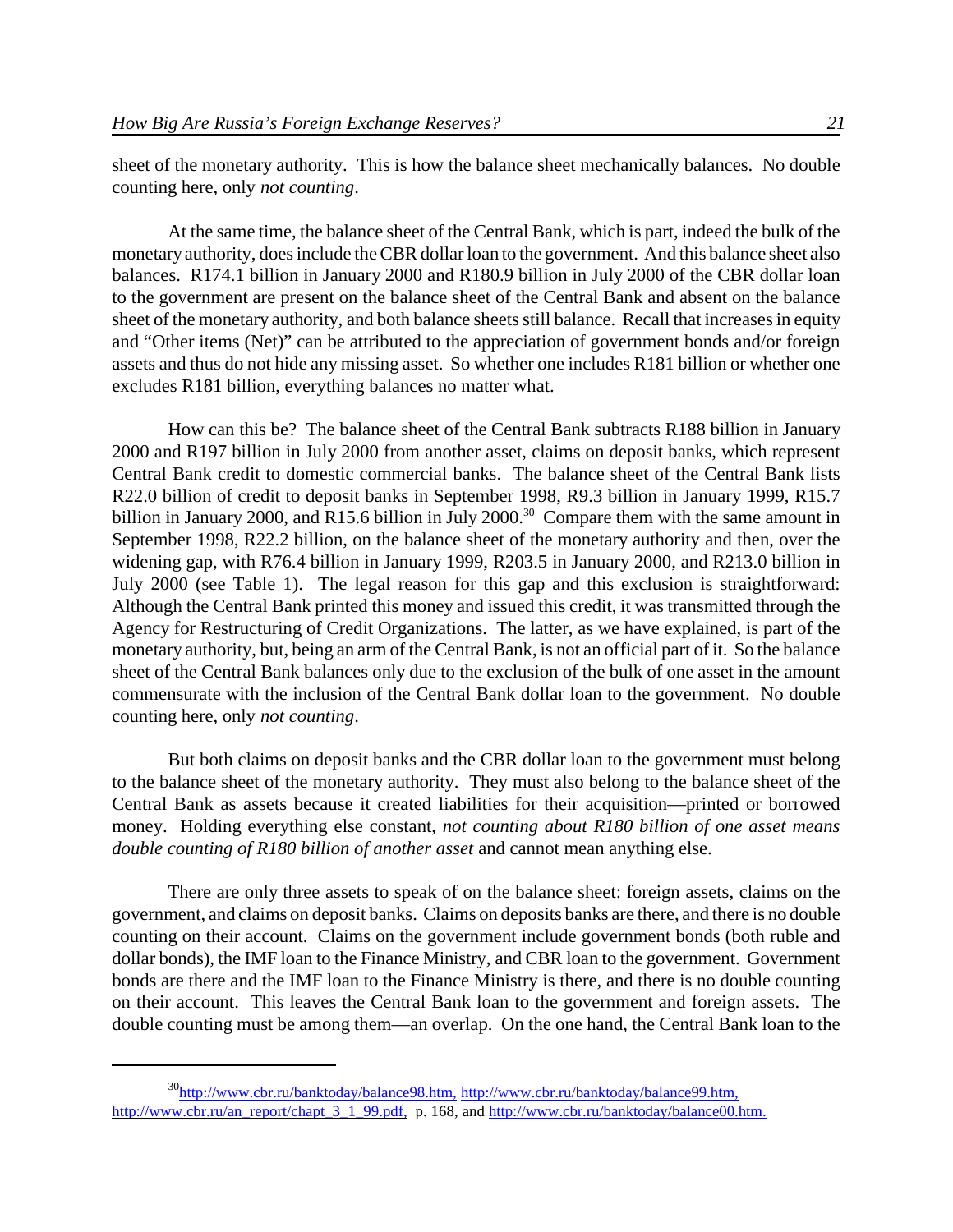sheet of the monetary authority. This is how the balance sheet mechanically balances. No double counting here, only *not counting*.

At the same time, the balance sheet of the Central Bank, which is part, indeed the bulk of the monetary authority, does include the CBR dollar loan to the government. And this balance sheet also balances. R174.1 billion in January 2000 and R180.9 billion in July 2000 of the CBR dollar loan to the government are present on the balance sheet of the Central Bank and absent on the balance sheet of the monetary authority, and both balance sheets still balance. Recall that increases in equity and "Other items (Net)" can be attributed to the appreciation of government bonds and/or foreign assets and thus do not hide any missing asset. So whether one includes R181 billion or whether one excludes R181 billion, everything balances no matter what.

How can this be? The balance sheet of the Central Bank subtracts R188 billion in January 2000 and R197 billion in July 2000 from another asset, claims on deposit banks, which represent Central Bank credit to domestic commercial banks. The balance sheet of the Central Bank lists R22.0 billion of credit to deposit banks in September 1998, R9.3 billion in January 1999, R15.7 billion in January 2000, and R15.6 billion in July 2000.[30] Compare them with the same amount in September 1998, R22.2 billion, on the balance sheet of the monetary authority and then, over the widening gap, with R76.4 billion in January 1999, R203.5 in January 2000, and R213.0 billion in July 2000 (see Table 1). The legal reason for this gap and this exclusion is straightforward: Although the Central Bank printed this money and issued this credit, it was transmitted through the Agency for Restructuring of Credit Organizations. The latter, as we have explained, is part of the monetary authority, but, being an arm of the Central Bank, is not an official part of it. So the balance sheet of the Central Bank balances only due to the exclusion of the bulk of one asset in the amount commensurate with the inclusion of the Central Bank dollar loan to the government. No double counting here, only *not counting*.

But both claims on deposit banks and the CBR dollar loan to the government must belong to the balance sheet of the monetary authority. They must also belong to the balance sheet of the Central Bank as assets because it created liabilities for their acquisition—printed or borrowed money. Holding everything else constant, *not counting about R180 billion of one asset means double counting of R180 billion of another asset* and cannot mean anything else.

There are only three assets to speak of on the balance sheet: foreign assets, claims on the government, and claims on deposit banks. Claims on deposits banks are there, and there is no double counting on their account. Claims on the government include government bonds (both ruble and dollar bonds), the IMF loan to the Finance Ministry, and CBR loan to the government. Government bonds are there and the IMF loan to the Finance Ministry is there, and there is no double counting on their account. This leaves the Central Bank loan to the government and foreign assets. The double counting must be among them—an overlap. On the one hand, the Central Bank loan to the

---

[30] http://www.cbr.ru/banktoday/balance98.htm, http://www.cbr.ru/banktoday/balance99.htm, http://www.cbr.ru/an_report/chapt_3_1_99.pdf, p. 168, and http://www.cbr.ru/banktoday/balance00.htm.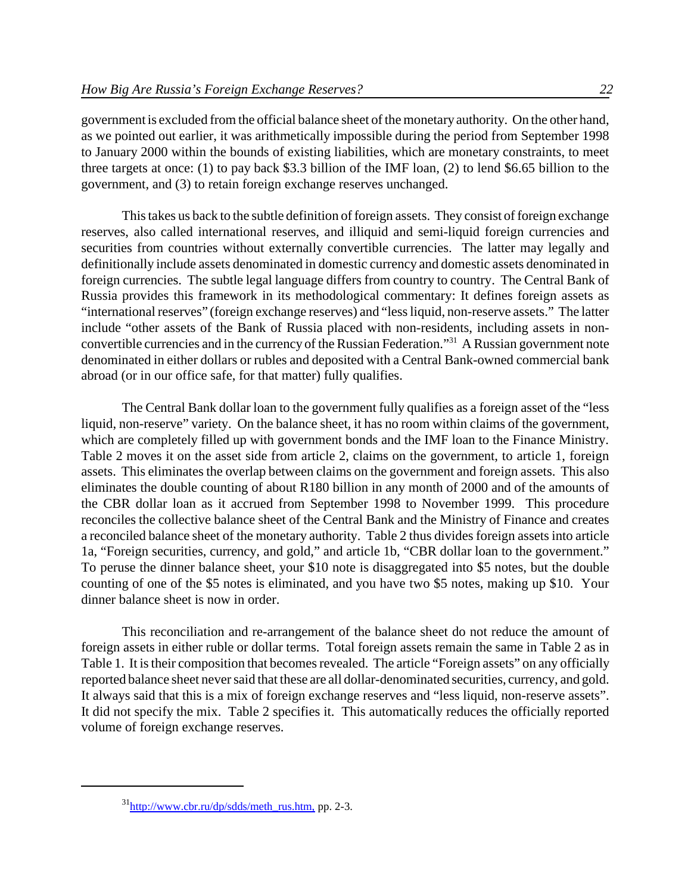government is excluded from the official balance sheet of the monetary authority. On the other hand, as we pointed out earlier, it was arithmetically impossible during the period from September 1998 to January 2000 within the bounds of existing liabilities, which are monetary constraints, to meet three targets at once: (1) to pay back \$3.3 billion of the IMF loan, (2) to lend \$6.65 billion to the government, and (3) to retain foreign exchange reserves unchanged.

This takes us back to the subtle definition of foreign assets. They consist of foreign exchange reserves, also called international reserves, and illiquid and semi-liquid foreign currencies and securities from countries without externally convertible currencies. The latter may legally and definitionally include assets denominated in domestic currency and domestic assets denominated in foreign currencies. The subtle legal language differs from country to country. The Central Bank of Russia provides this framework in its methodological commentary: It defines foreign assets as "international reserves" (foreign exchange reserves) and "less liquid, non-reserve assets." The latter include "other assets of the Bank of Russia placed with non-residents, including assets in non-convertible currencies and in the currency of the Russian Federation."[31] A Russian government note denominated in either dollars or rubles and deposited with a Central Bank-owned commercial bank abroad (or in our office safe, for that matter) fully qualifies.

The Central Bank dollar loan to the government fully qualifies as a foreign asset of the "less liquid, non-reserve" variety. On the balance sheet, it has no room within claims of the government, which are completely filled up with government bonds and the IMF loan to the Finance Ministry. Table 2 moves it on the asset side from article 2, claims on the government, to article 1, foreign assets. This eliminates the overlap between claims on the government and foreign assets. This also eliminates the double counting of about R180 billion in any month of 2000 and of the amounts of the CBR dollar loan as it accrued from September 1998 to November 1999. This procedure reconciles the collective balance sheet of the Central Bank and the Ministry of Finance and creates a reconciled balance sheet of the monetary authority. Table 2 thus divides foreign assets into article 1a, "Foreign securities, currency, and gold," and article 1b, "CBR dollar loan to the government." To peruse the dinner balance sheet, your \$10 note is disaggregated into \$5 notes, but the double counting of one of the \$5 notes is eliminated, and you have two \$5 notes, making up \$10. Your dinner balance sheet is now in order.

This reconciliation and re-arrangement of the balance sheet do not reduce the amount of foreign assets in either ruble or dollar terms. Total foreign assets remain the same in Table 2 as in Table 1. It is their composition that becomes revealed. The article "Foreign assets" on any officially reported balance sheet never said that these are all dollar-denominated securities, currency, and gold. It always said that this is a mix of foreign exchange reserves and "less liquid, non-reserve assets". It did not specify the mix. Table 2 specifies it. This automatically reduces the officially reported volume of foreign exchange reserves.

[31] http://www.cbr.ru/dp/sdds/meth_rus.htm, pp. 2-3.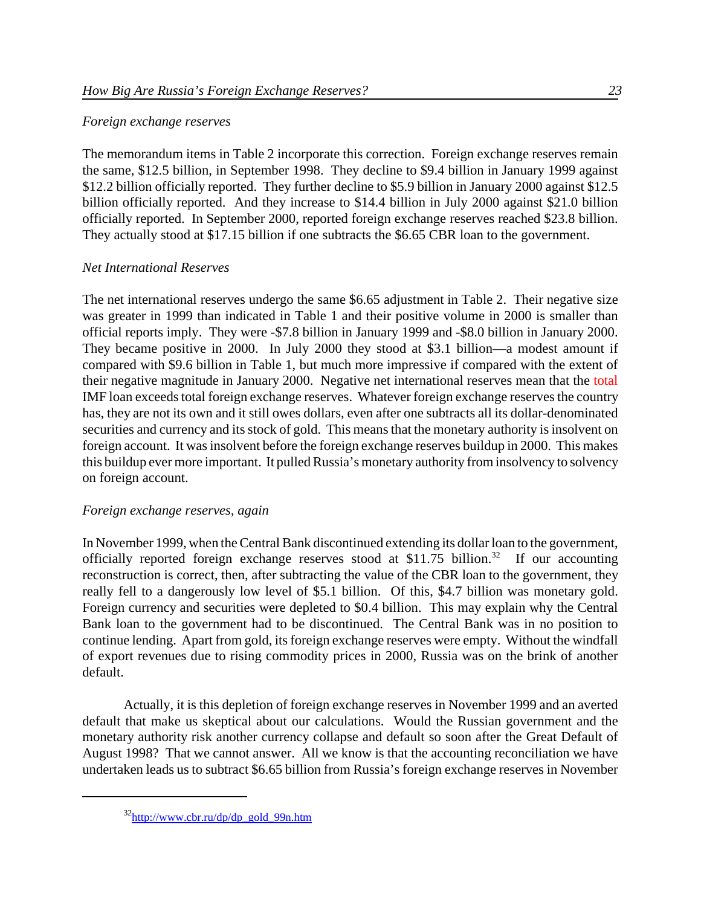*Foreign exchange reserves*

The memorandum items in Table 2 incorporate this correction. Foreign exchange reserves remain the same, $12.5 billion, in September 1998. They decline to $9.4 billion in January 1999 against $12.2 billion officially reported. They further decline to $5.9 billion in January 2000 against $12.5 billion officially reported. And they increase to $14.4 billion in July 2000 against $21.0 billion officially reported. In September 2000, reported foreign exchange reserves reached $23.8 billion. They actually stood at $17.15 billion if one subtracts the $6.65 CBR loan to the government.

*Net International Reserves*

The net international reserves undergo the same $6.65 adjustment in Table 2. Their negative size was greater in 1999 than indicated in Table 1 and their positive volume in 2000 is smaller than official reports imply. They were -$7.8 billion in January 1999 and -$8.0 billion in January 2000. They became positive in 2000. In July 2000 they stood at $3.1 billion—a modest amount if compared with $9.6 billion in Table 1, but much more impressive if compared with the extent of their negative magnitude in January 2000. Negative net international reserves mean that the total IMF loan exceeds total foreign exchange reserves. Whatever foreign exchange reserves the country has, they are not its own and it still owes dollars, even after one subtracts all its dollar-denominated securities and currency and its stock of gold. This means that the monetary authority is insolvent on foreign account. It was insolvent before the foreign exchange reserves buildup in 2000. This makes this buildup ever more important. It pulled Russia's monetary authority from insolvency to solvency on foreign account.

*Foreign exchange reserves, again*

In November 1999, when the Central Bank discontinued extending its dollar loan to the government, officially reported foreign exchange reserves stood at $11.75 billion.[32] If our accounting reconstruction is correct, then, after subtracting the value of the CBR loan to the government, they really fell to a dangerously low level of $5.1 billion. Of this, $4.7 billion was monetary gold. Foreign currency and securities were depleted to $0.4 billion. This may explain why the Central Bank loan to the government had to be discontinued. The Central Bank was in no position to continue lending. Apart from gold, its foreign exchange reserves were empty. Without the windfall of export revenues due to rising commodity prices in 2000, Russia was on the brink of another default.

Actually, it is this depletion of foreign exchange reserves in November 1999 and an averted default that make us skeptical about our calculations. Would the Russian government and the monetary authority risk another currency collapse and default so soon after the Great Default of August 1998? That we cannot answer. All we know is that the accounting reconciliation we have undertaken leads us to subtract $6.65 billion from Russia's foreign exchange reserves in November

---

[32] http://www.cbr.ru/dp/dp_gold_99n.htm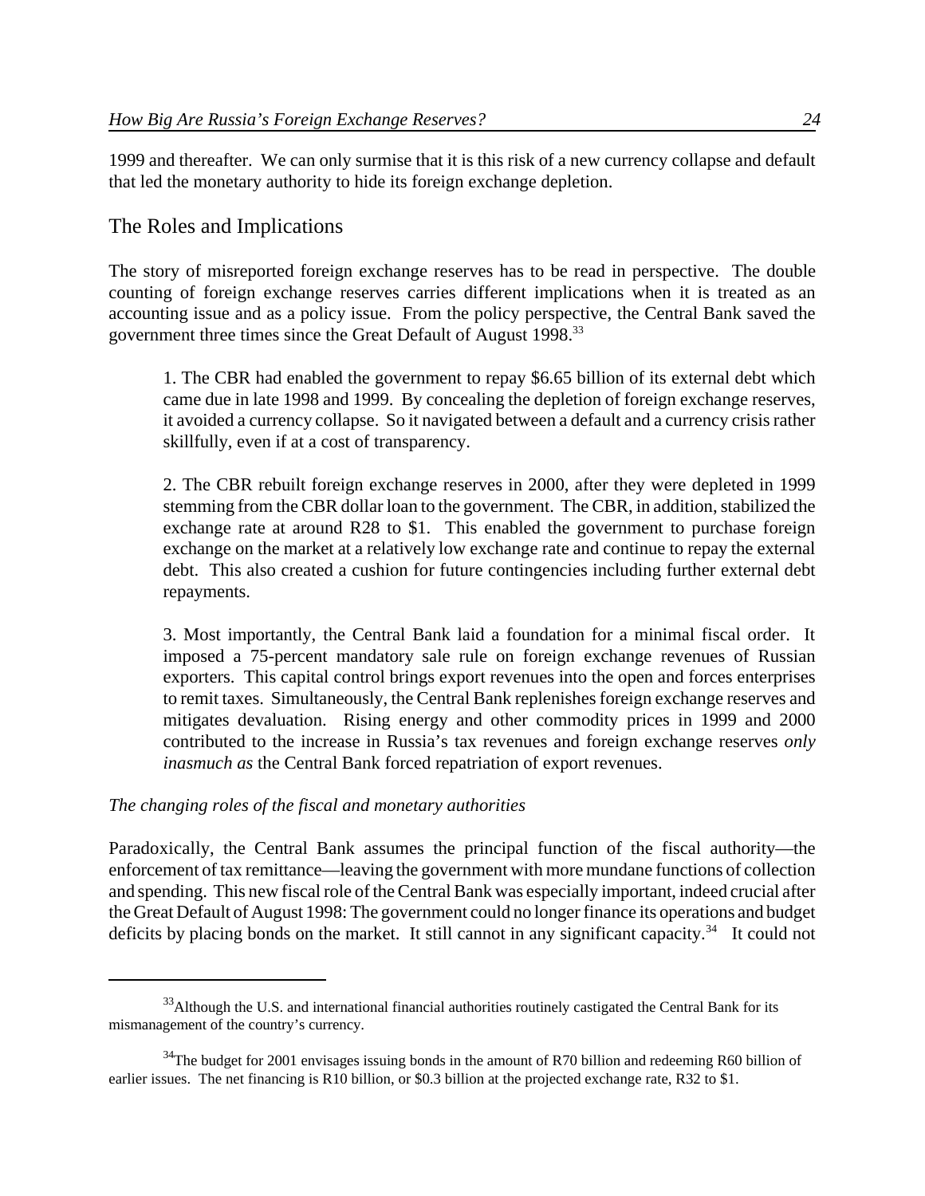1999 and thereafter. We can only surmise that it is this risk of a new currency collapse and default that led the monetary authority to hide its foreign exchange depletion.

## The Roles and Implications

The story of misreported foreign exchange reserves has to be read in perspective. The double counting of foreign exchange reserves carries different implications when it is treated as an accounting issue and as a policy issue. From the policy perspective, the Central Bank saved the government three times since the Great Default of August 1998.[33]

> 1. The CBR had enabled the government to repay $6.65 billion of its external debt which came due in late 1998 and 1999. By concealing the depletion of foreign exchange reserves, it avoided a currency collapse. So it navigated between a default and a currency crisis rather skillfully, even if at a cost of transparency.
>
> 2. The CBR rebuilt foreign exchange reserves in 2000, after they were depleted in 1999 stemming from the CBR dollar loan to the government. The CBR, in addition, stabilized the exchange rate at around R28 to $1. This enabled the government to purchase foreign exchange on the market at a relatively low exchange rate and continue to repay the external debt. This also created a cushion for future contingencies including further external debt repayments.
>
> 3. Most importantly, the Central Bank laid a foundation for a minimal fiscal order. It imposed a 75-percent mandatory sale rule on foreign exchange revenues of Russian exporters. This capital control brings export revenues into the open and forces enterprises to remit taxes. Simultaneously, the Central Bank replenishes foreign exchange reserves and mitigates devaluation. Rising energy and other commodity prices in 1999 and 2000 contributed to the increase in Russia's tax revenues and foreign exchange reserves *only inasmuch as* the Central Bank forced repatriation of export revenues.

*The changing roles of the fiscal and monetary authorities*

Paradoxically, the Central Bank assumes the principal function of the fiscal authority—the enforcement of tax remittance—leaving the government with more mundane functions of collection and spending. This new fiscal role of the Central Bank was especially important, indeed crucial after the Great Default of August 1998: The government could no longer finance its operations and budget deficits by placing bonds on the market. It still cannot in any significant capacity.[34] It could not

---

[33] Although the U.S. and international financial authorities routinely castigated the Central Bank for its mismanagement of the country's currency.

[34] The budget for 2001 envisages issuing bonds in the amount of R70 billion and redeeming R60 billion of earlier issues. The net financing is R10 billion, or $0.3 billion at the projected exchange rate, R32 to $1.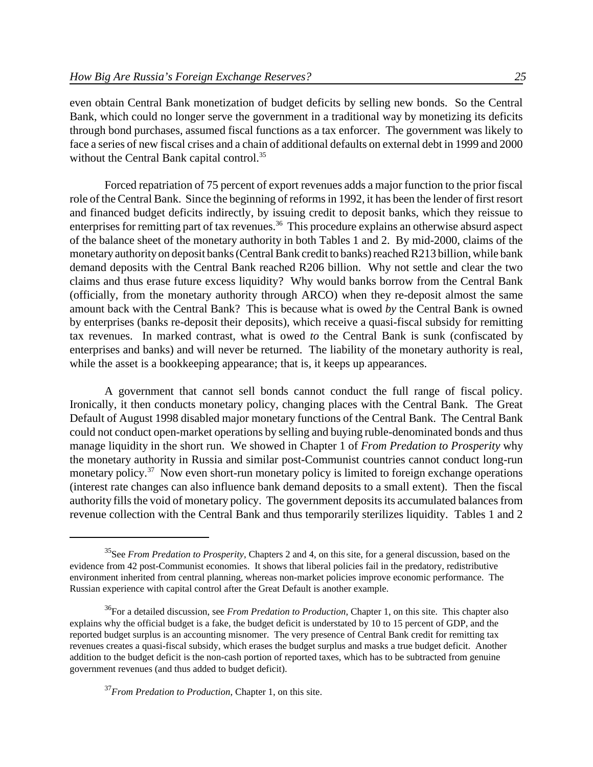even obtain Central Bank monetization of budget deficits by selling new bonds. So the Central Bank, which could no longer serve the government in a traditional way by monetizing its deficits through bond purchases, assumed fiscal functions as a tax enforcer. The government was likely to face a series of new fiscal crises and a chain of additional defaults on external debt in 1999 and 2000 without the Central Bank capital control.[35]

Forced repatriation of 75 percent of export revenues adds a major function to the prior fiscal role of the Central Bank. Since the beginning of reforms in 1992, it has been the lender of first resort and financed budget deficits indirectly, by issuing credit to deposit banks, which they reissue to enterprises for remitting part of tax revenues.[36] This procedure explains an otherwise absurd aspect of the balance sheet of the monetary authority in both Tables 1 and 2. By mid-2000, claims of the monetary authority on deposit banks (Central Bank credit to banks) reached R213 billion, while bank demand deposits with the Central Bank reached R206 billion. Why not settle and clear the two claims and thus erase future excess liquidity? Why would banks borrow from the Central Bank (officially, from the monetary authority through ARCO) when they re-deposit almost the same amount back with the Central Bank? This is because what is owed *by* the Central Bank is owned by enterprises (banks re-deposit their deposits), which receive a quasi-fiscal subsidy for remitting tax revenues. In marked contrast, what is owed *to* the Central Bank is sunk (confiscated by enterprises and banks) and will never be returned. The liability of the monetary authority is real, while the asset is a bookkeeping appearance; that is, it keeps up appearances.

A government that cannot sell bonds cannot conduct the full range of fiscal policy. Ironically, it then conducts monetary policy, changing places with the Central Bank. The Great Default of August 1998 disabled major monetary functions of the Central Bank. The Central Bank could not conduct open-market operations by selling and buying ruble-denominated bonds and thus manage liquidity in the short run. We showed in Chapter 1 of *From Predation to Prosperity* why the monetary authority in Russia and similar post-Communist countries cannot conduct long-run monetary policy.[37] Now even short-run monetary policy is limited to foreign exchange operations (interest rate changes can also influence bank demand deposits to a small extent). Then the fiscal authority fills the void of monetary policy. The government deposits its accumulated balances from revenue collection with the Central Bank and thus temporarily sterilizes liquidity. Tables 1 and 2

---

[35]See *From Predation to Prosperity*, Chapters 2 and 4, on this site, for a general discussion, based on the evidence from 42 post-Communist economies. It shows that liberal policies fail in the predatory, redistributive environment inherited from central planning, whereas non-market policies improve economic performance. The Russian experience with capital control after the Great Default is another example.

[36]For a detailed discussion, see *From Predation to Production*, Chapter 1, on this site. This chapter also explains why the official budget is a fake, the budget deficit is understated by 10 to 15 percent of GDP, and the reported budget surplus is an accounting misnomer. The very presence of Central Bank credit for remitting tax revenues creates a quasi-fiscal subsidy, which erases the budget surplus and masks a true budget deficit. Another addition to the budget deficit is the non-cash portion of reported taxes, which has to be subtracted from genuine government revenues (and thus added to budget deficit).

[37]*From Predation to Production*, Chapter 1, on this site.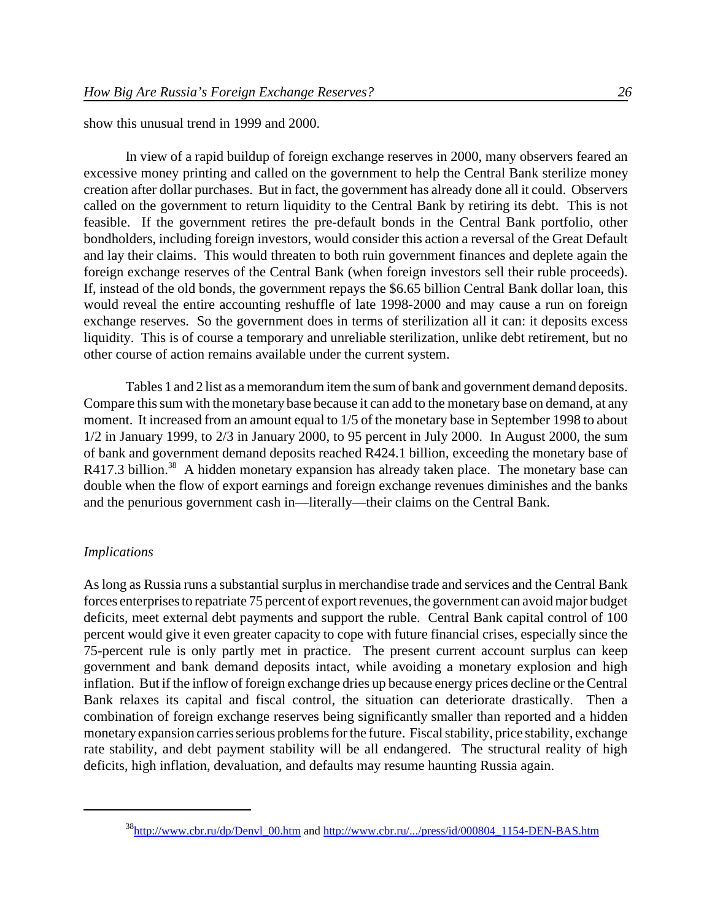show this unusual trend in 1999 and 2000.

In view of a rapid buildup of foreign exchange reserves in 2000, many observers feared an excessive money printing and called on the government to help the Central Bank sterilize money creation after dollar purchases. But in fact, the government has already done all it could. Observers called on the government to return liquidity to the Central Bank by retiring its debt. This is not feasible. If the government retires the pre-default bonds in the Central Bank portfolio, other bondholders, including foreign investors, would consider this action a reversal of the Great Default and lay their claims. This would threaten to both ruin government finances and deplete again the foreign exchange reserves of the Central Bank (when foreign investors sell their ruble proceeds). If, instead of the old bonds, the government repays the $6.65 billion Central Bank dollar loan, this would reveal the entire accounting reshuffle of late 1998-2000 and may cause a run on foreign exchange reserves. So the government does in terms of sterilization all it can: it deposits excess liquidity. This is of course a temporary and unreliable sterilization, unlike debt retirement, but no other course of action remains available under the current system.

Tables 1 and 2 list as a memorandum item the sum of bank and government demand deposits. Compare this sum with the monetary base because it can add to the monetary base on demand, at any moment. It increased from an amount equal to 1/5 of the monetary base in September 1998 to about 1/2 in January 1999, to 2/3 in January 2000, to 95 percent in July 2000. In August 2000, the sum of bank and government demand deposits reached R424.1 billion, exceeding the monetary base of R417.3 billion.[38] A hidden monetary expansion has already taken place. The monetary base can double when the flow of export earnings and foreign exchange revenues diminishes and the banks and the penurious government cash in—literally—their claims on the Central Bank.

*Implications*

As long as Russia runs a substantial surplus in merchandise trade and services and the Central Bank forces enterprises to repatriate 75 percent of export revenues, the government can avoid major budget deficits, meet external debt payments and support the ruble. Central Bank capital control of 100 percent would give it even greater capacity to cope with future financial crises, especially since the 75-percent rule is only partly met in practice. The present current account surplus can keep government and bank demand deposits intact, while avoiding a monetary explosion and high inflation. But if the inflow of foreign exchange dries up because energy prices decline or the Central Bank relaxes its capital and fiscal control, the situation can deteriorate drastically. Then a combination of foreign exchange reserves being significantly smaller than reported and a hidden monetary expansion carries serious problems for the future. Fiscal stability, price stability, exchange rate stability, and debt payment stability will be all endangered. The structural reality of high deficits, high inflation, devaluation, and defaults may resume haunting Russia again.

---

[38] http://www.cbr.ru/dp/Denvl_00.htm and http://www.cbr.ru/.../press/id/000804_1154-DEN-BAS.htm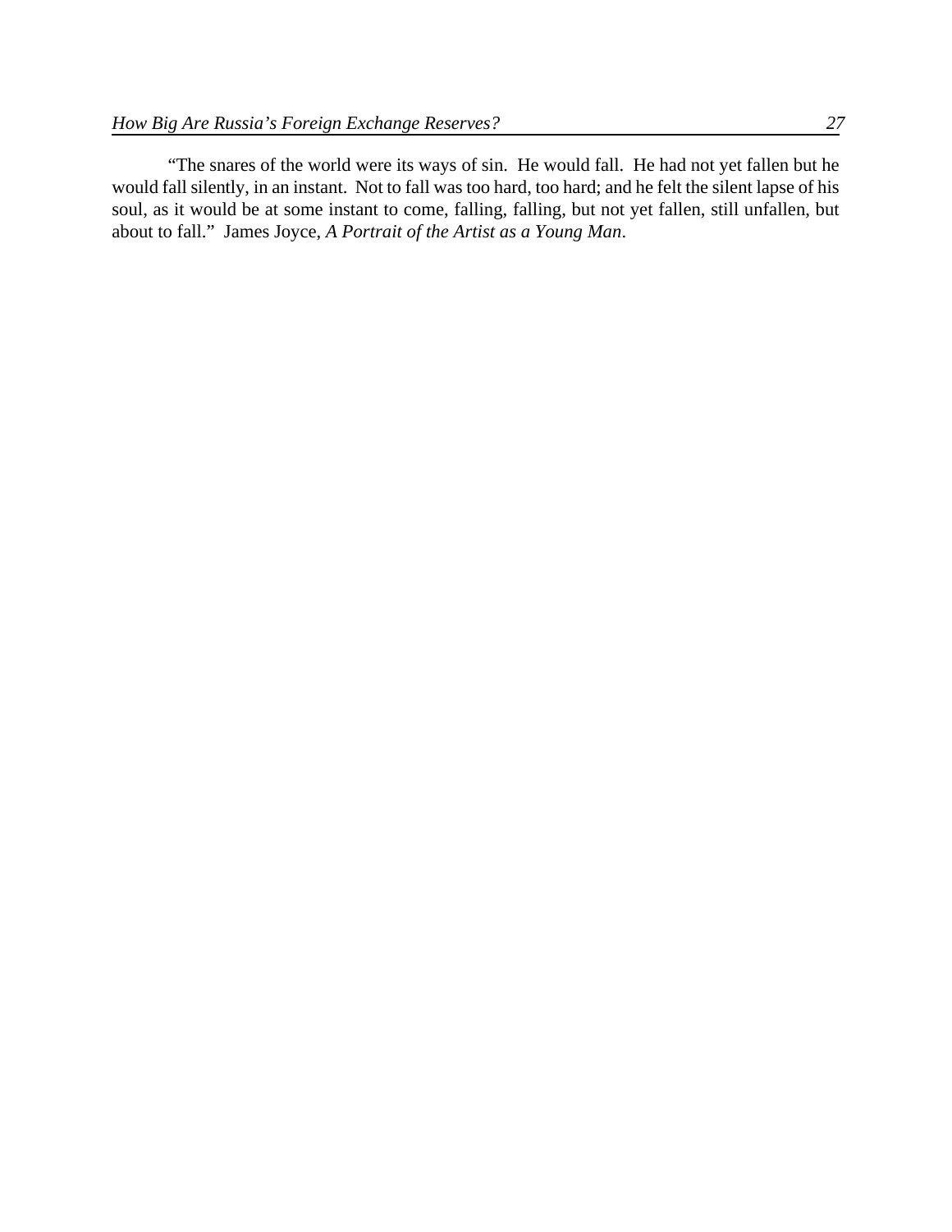"The snares of the world were its ways of sin.  He would fall.  He had not yet fallen but he would fall silently, in an instant.  Not to fall was too hard, too hard; and he felt the silent lapse of his soul, as it would be at some instant to come, falling, falling, but not yet fallen, still unfallen, but about to fall."  James Joyce, *A Portrait of the Artist as a Young Man*.